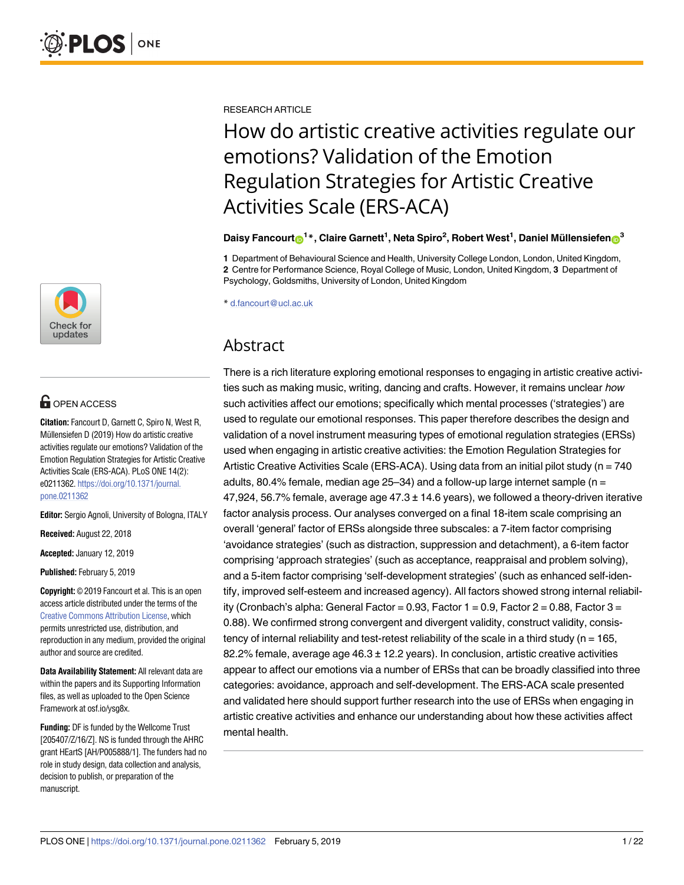RESEARCH ARTICLE

# How do artistic creative activities regulate our emotions? Validation of the Emotion Regulation Strategies for Artistic Creative Activities Scale (ERS-ACA)

**Daisy Fancourt[1]*, Claire Garnett[1], Neta Spiro[2], Robert West[1], Daniel Müllensiefen[3]**

**1** Department of Behavioural Science and Health, University College London, London, United Kingdom, **2** Centre for Performance Science, Royal College of Music, London, United Kingdom, **3** Department of Psychology, Goldsmiths, University of London, United Kingdom

* d.fancourt@ucl.ac.uk

OPEN ACCESS

**Citation:** Fancourt D, Garnett C, Spiro N, West R, Müllensiefen D (2019) How do artistic creative activities regulate our emotions? Validation of the Emotion Regulation Strategies for Artistic Creative Activities Scale (ERS-ACA). PLoS ONE 14(2): e0211362. https://doi.org/10.1371/journal.pone.0211362

**Editor:** Sergio Agnoli, University of Bologna, ITALY

**Received:** August 22, 2018

**Accepted:** January 12, 2019

**Published:** February 5, 2019

**Copyright:** © 2019 Fancourt et al. This is an open access article distributed under the terms of the Creative Commons Attribution License, which permits unrestricted use, distribution, and reproduction in any medium, provided the original author and source are credited.

**Data Availability Statement:** All relevant data are within the papers and its Supporting Information files, as well as uploaded to the Open Science Framework at osf.io/ysg8x.

**Funding:** DF is funded by the Wellcome Trust [205407/Z/16/Z]. NS is funded through the AHRC grant HEartS [AH/P005888/1]. The funders had no role in study design, data collection and analysis, decision to publish, or preparation of the manuscript.

## Abstract

There is a rich literature exploring emotional responses to engaging in artistic creative activities such as making music, writing, dancing and crafts. However, it remains unclear *how* such activities affect our emotions; specifically which mental processes ('strategies') are used to regulate our emotional responses. This paper therefore describes the design and validation of a novel instrument measuring types of emotional regulation strategies (ERSs) used when engaging in artistic creative activities: the Emotion Regulation Strategies for Artistic Creative Activities Scale (ERS-ACA). Using data from an initial pilot study (n = 740 adults, 80.4% female, median age 25–34) and a follow-up large internet sample (n = 47,924, 56.7% female, average age 47.3 ± 14.6 years), we followed a theory-driven iterative factor analysis process. Our analyses converged on a final 18-item scale comprising an overall 'general' factor of ERSs alongside three subscales: a 7-item factor comprising 'avoidance strategies' (such as distraction, suppression and detachment), a 6-item factor comprising 'approach strategies' (such as acceptance, reappraisal and problem solving), and a 5-item factor comprising 'self-development strategies' (such as enhanced self-identify, improved self-esteem and increased agency). All factors showed strong internal reliability (Cronbach's alpha: General Factor = 0.93, Factor 1 = 0.9, Factor 2 = 0.88, Factor 3 = 0.88). We confirmed strong convergent and divergent validity, construct validity, consistency of internal reliability and test-retest reliability of the scale in a third study (n = 165, 82.2% female, average age 46.3 ± 12.2 years). In conclusion, artistic creative activities appear to affect our emotions via a number of ERSs that can be broadly classified into three categories: avoidance, approach and self-development. The ERS-ACA scale presented and validated here should support further research into the use of ERSs when engaging in artistic creative activities and enhance our understanding about how these activities affect mental health.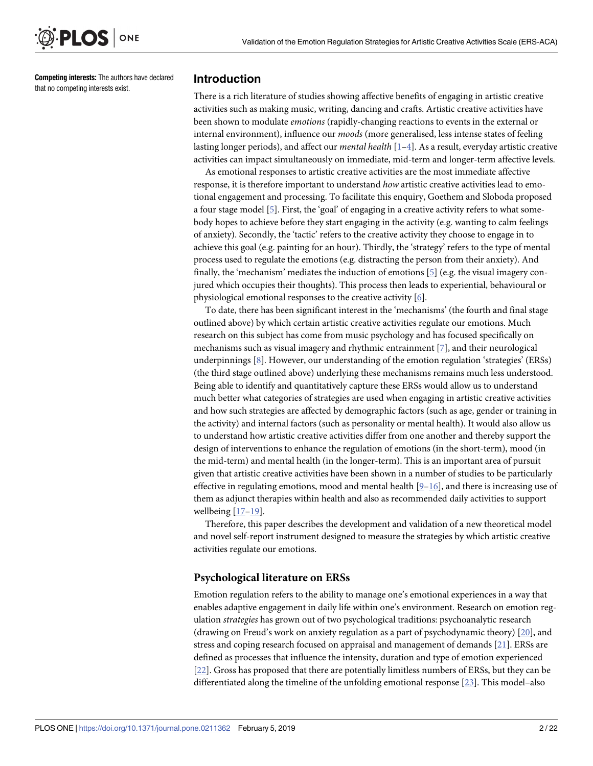**Competing interests:** The authors have declared that no competing interests exist.

## Introduction

There is a rich literature of studies showing affective benefits of engaging in artistic creative activities such as making music, writing, dancing and crafts. Artistic creative activities have been shown to modulate *emotions* (rapidly-changing reactions to events in the external or internal environment), influence our *moods* (more generalised, less intense states of feeling lasting longer periods), and affect our *mental health* [1–4]. As a result, everyday artistic creative activities can impact simultaneously on immediate, mid-term and longer-term affective levels.

As emotional responses to artistic creative activities are the most immediate affective response, it is therefore important to understand *how* artistic creative activities lead to emotional engagement and processing. To facilitate this enquiry, Goethem and Sloboda proposed a four stage model [5]. First, the 'goal' of engaging in a creative activity refers to what somebody hopes to achieve before they start engaging in the activity (e.g. wanting to calm feelings of anxiety). Secondly, the 'tactic' refers to the creative activity they choose to engage in to achieve this goal (e.g. painting for an hour). Thirdly, the 'strategy' refers to the type of mental process used to regulate the emotions (e.g. distracting the person from their anxiety). And finally, the 'mechanism' mediates the induction of emotions [5] (e.g. the visual imagery conjured which occupies their thoughts). This process then leads to experiential, behavioural or physiological emotional responses to the creative activity [6].

To date, there has been significant interest in the 'mechanisms' (the fourth and final stage outlined above) by which certain artistic creative activities regulate our emotions. Much research on this subject has come from music psychology and has focused specifically on mechanisms such as visual imagery and rhythmic entrainment [7], and their neurological underpinnings [8]. However, our understanding of the emotion regulation 'strategies' (ERSs) (the third stage outlined above) underlying these mechanisms remains much less understood. Being able to identify and quantitatively capture these ERSs would allow us to understand much better what categories of strategies are used when engaging in artistic creative activities and how such strategies are affected by demographic factors (such as age, gender or training in the activity) and internal factors (such as personality or mental health). It would also allow us to understand how artistic creative activities differ from one another and thereby support the design of interventions to enhance the regulation of emotions (in the short-term), mood (in the mid-term) and mental health (in the longer-term). This is an important area of pursuit given that artistic creative activities have been shown in a number of studies to be particularly effective in regulating emotions, mood and mental health [9–16], and there is increasing use of them as adjunct therapies within health and also as recommended daily activities to support wellbeing [17–19].

Therefore, this paper describes the development and validation of a new theoretical model and novel self-report instrument designed to measure the strategies by which artistic creative activities regulate our emotions.

### Psychological literature on ERSs

Emotion regulation refers to the ability to manage one's emotional experiences in a way that enables adaptive engagement in daily life within one's environment. Research on emotion regulation *strategies* has grown out of two psychological traditions: psychoanalytic research (drawing on Freud's work on anxiety regulation as a part of psychodynamic theory) [20], and stress and coping research focused on appraisal and management of demands [21]. ERSs are defined as processes that influence the intensity, duration and type of emotion experienced [22]. Gross has proposed that there are potentially limitless numbers of ERSs, but they can be differentiated along the timeline of the unfolding emotional response [23]. This model–also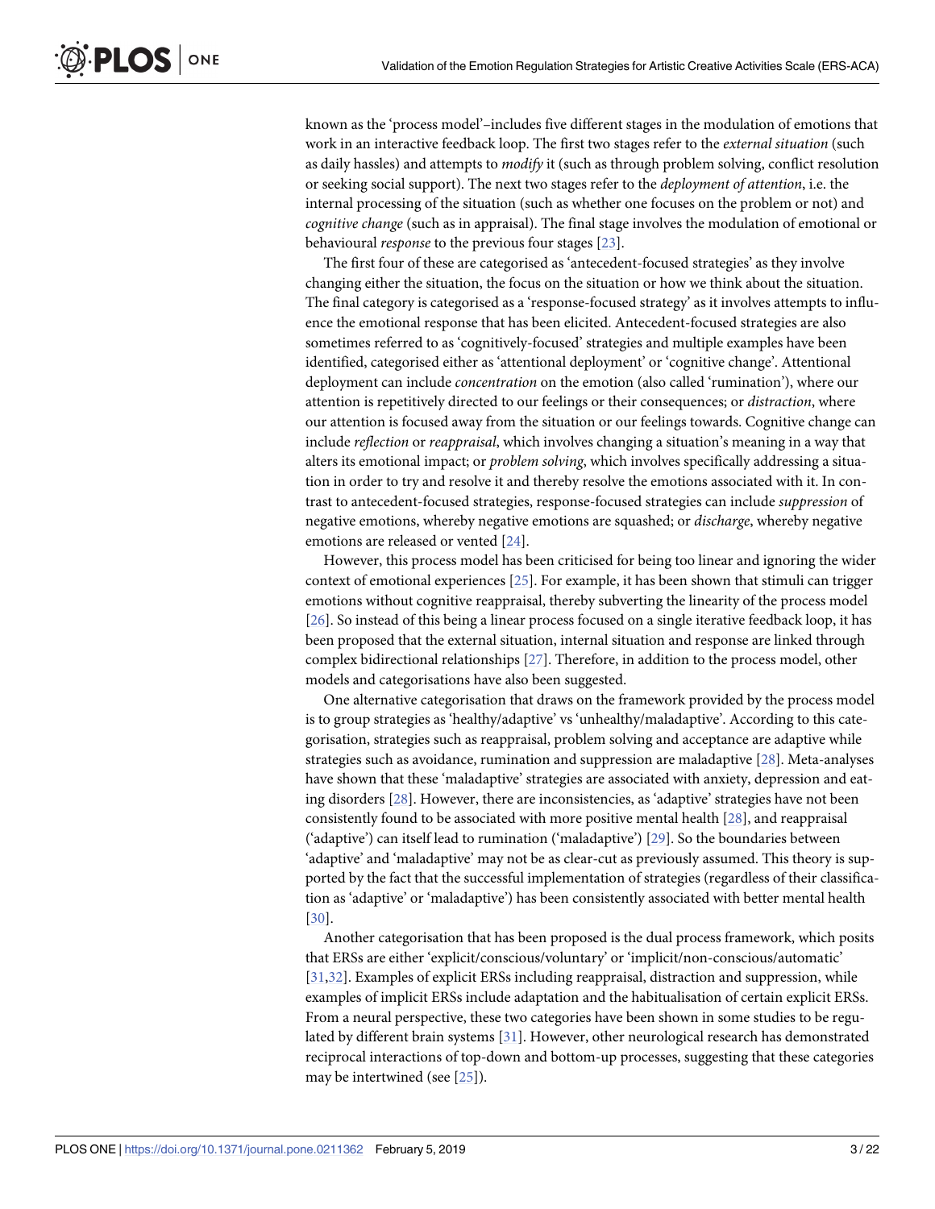known as the 'process model'–includes five different stages in the modulation of emotions that work in an interactive feedback loop. The first two stages refer to the *external situation* (such as daily hassles) and attempts to *modify* it (such as through problem solving, conflict resolution or seeking social support). The next two stages refer to the *deployment of attention*, i.e. the internal processing of the situation (such as whether one focuses on the problem or not) and *cognitive change* (such as in appraisal). The final stage involves the modulation of emotional or behavioural *response* to the previous four stages [23].

The first four of these are categorised as 'antecedent-focused strategies' as they involve changing either the situation, the focus on the situation or how we think about the situation. The final category is categorised as a 'response-focused strategy' as it involves attempts to influence the emotional response that has been elicited. Antecedent-focused strategies are also sometimes referred to as 'cognitively-focused' strategies and multiple examples have been identified, categorised either as 'attentional deployment' or 'cognitive change'. Attentional deployment can include *concentration* on the emotion (also called 'rumination'), where our attention is repetitively directed to our feelings or their consequences; or *distraction*, where our attention is focused away from the situation or our feelings towards. Cognitive change can include *reflection* or *reappraisal*, which involves changing a situation's meaning in a way that alters its emotional impact; or *problem solving*, which involves specifically addressing a situation in order to try and resolve it and thereby resolve the emotions associated with it. In contrast to antecedent-focused strategies, response-focused strategies can include *suppression* of negative emotions, whereby negative emotions are squashed; or *discharge*, whereby negative emotions are released or vented [24].

However, this process model has been criticised for being too linear and ignoring the wider context of emotional experiences [25]. For example, it has been shown that stimuli can trigger emotions without cognitive reappraisal, thereby subverting the linearity of the process model [26]. So instead of this being a linear process focused on a single iterative feedback loop, it has been proposed that the external situation, internal situation and response are linked through complex bidirectional relationships [27]. Therefore, in addition to the process model, other models and categorisations have also been suggested.

One alternative categorisation that draws on the framework provided by the process model is to group strategies as 'healthy/adaptive' vs 'unhealthy/maladaptive'. According to this categorisation, strategies such as reappraisal, problem solving and acceptance are adaptive while strategies such as avoidance, rumination and suppression are maladaptive [28]. Meta-analyses have shown that these 'maladaptive' strategies are associated with anxiety, depression and eating disorders [28]. However, there are inconsistencies, as 'adaptive' strategies have not been consistently found to be associated with more positive mental health [28], and reappraisal ('adaptive') can itself lead to rumination ('maladaptive') [29]. So the boundaries between 'adaptive' and 'maladaptive' may not be as clear-cut as previously assumed. This theory is supported by the fact that the successful implementation of strategies (regardless of their classification as 'adaptive' or 'maladaptive') has been consistently associated with better mental health [30].

Another categorisation that has been proposed is the dual process framework, which posits that ERSs are either 'explicit/conscious/voluntary' or 'implicit/non-conscious/automatic' [31,32]. Examples of explicit ERSs including reappraisal, distraction and suppression, while examples of implicit ERSs include adaptation and the habitualisation of certain explicit ERSs. From a neural perspective, these two categories have been shown in some studies to be regulated by different brain systems [31]. However, other neurological research has demonstrated reciprocal interactions of top-down and bottom-up processes, suggesting that these categories may be intertwined (see [25]).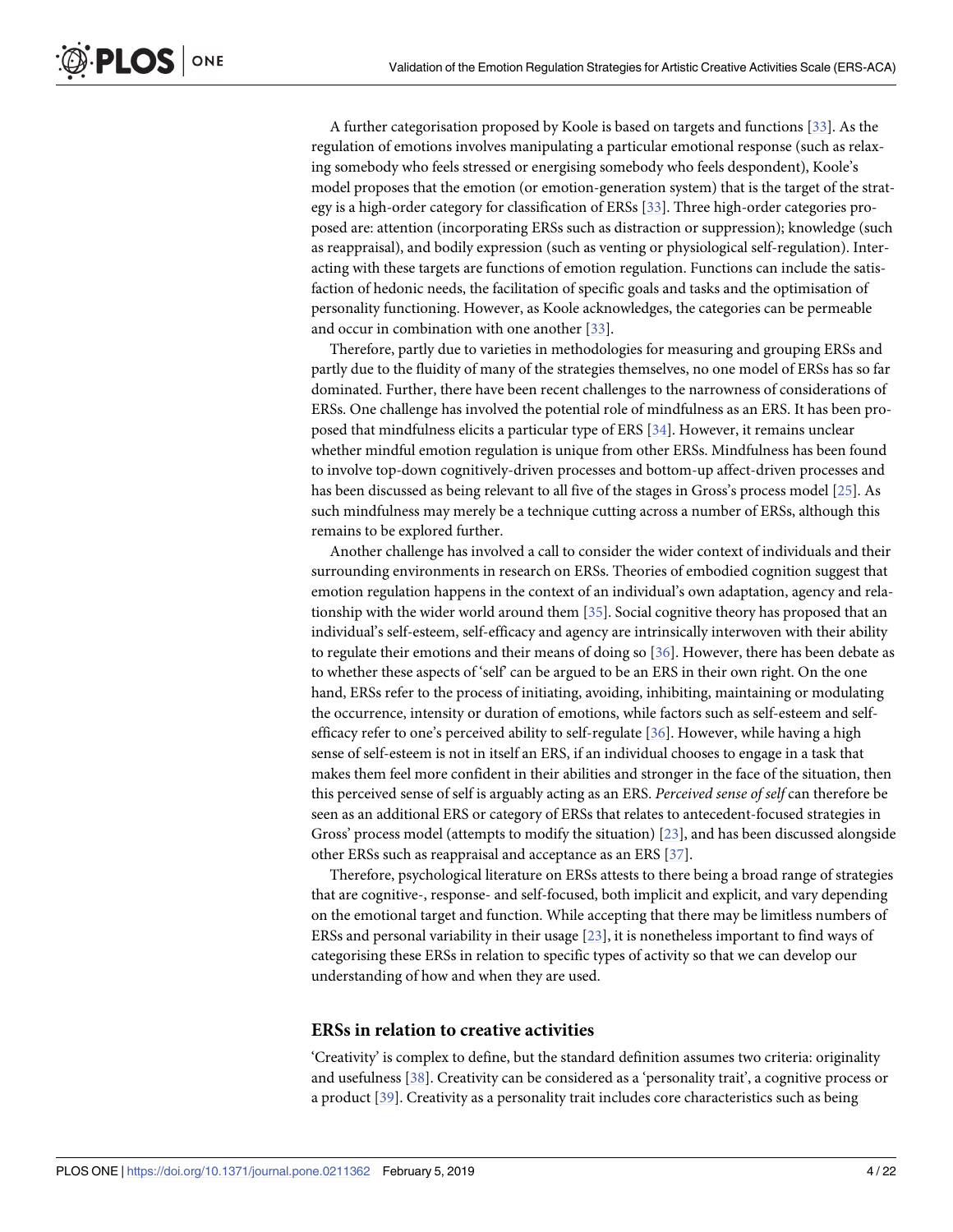A further categorisation proposed by Koole is based on targets and functions [33]. As the regulation of emotions involves manipulating a particular emotional response (such as relaxing somebody who feels stressed or energising somebody who feels despondent), Koole's model proposes that the emotion (or emotion-generation system) that is the target of the strategy is a high-order category for classification of ERSs [33]. Three high-order categories proposed are: attention (incorporating ERSs such as distraction or suppression); knowledge (such as reappraisal), and bodily expression (such as venting or physiological self-regulation). Interacting with these targets are functions of emotion regulation. Functions can include the satisfaction of hedonic needs, the facilitation of specific goals and tasks and the optimisation of personality functioning. However, as Koole acknowledges, the categories can be permeable and occur in combination with one another [33].

Therefore, partly due to varieties in methodologies for measuring and grouping ERSs and partly due to the fluidity of many of the strategies themselves, no one model of ERSs has so far dominated. Further, there have been recent challenges to the narrowness of considerations of ERSs. One challenge has involved the potential role of mindfulness as an ERS. It has been proposed that mindfulness elicits a particular type of ERS [34]. However, it remains unclear whether mindful emotion regulation is unique from other ERSs. Mindfulness has been found to involve top-down cognitively-driven processes and bottom-up affect-driven processes and has been discussed as being relevant to all five of the stages in Gross's process model [25]. As such mindfulness may merely be a technique cutting across a number of ERSs, although this remains to be explored further.

Another challenge has involved a call to consider the wider context of individuals and their surrounding environments in research on ERSs. Theories of embodied cognition suggest that emotion regulation happens in the context of an individual's own adaptation, agency and relationship with the wider world around them [35]. Social cognitive theory has proposed that an individual's self-esteem, self-efficacy and agency are intrinsically interwoven with their ability to regulate their emotions and their means of doing so [36]. However, there has been debate as to whether these aspects of 'self' can be argued to be an ERS in their own right. On the one hand, ERSs refer to the process of initiating, avoiding, inhibiting, maintaining or modulating the occurrence, intensity or duration of emotions, while factors such as self-esteem and self-efficacy refer to one's perceived ability to self-regulate [36]. However, while having a high sense of self-esteem is not in itself an ERS, if an individual chooses to engage in a task that makes them feel more confident in their abilities and stronger in the face of the situation, then this perceived sense of self is arguably acting as an ERS. *Perceived sense of self* can therefore be seen as an additional ERS or category of ERSs that relates to antecedent-focused strategies in Gross' process model (attempts to modify the situation) [23], and has been discussed alongside other ERSs such as reappraisal and acceptance as an ERS [37].

Therefore, psychological literature on ERSs attests to there being a broad range of strategies that are cognitive-, response- and self-focused, both implicit and explicit, and vary depending on the emotional target and function. While accepting that there may be limitless numbers of ERSs and personal variability in their usage [23], it is nonetheless important to find ways of categorising these ERSs in relation to specific types of activity so that we can develop our understanding of how and when they are used.

## ERSs in relation to creative activities

'Creativity' is complex to define, but the standard definition assumes two criteria: originality and usefulness [38]. Creativity can be considered as a 'personality trait', a cognitive process or a product [39]. Creativity as a personality trait includes core characteristics such as being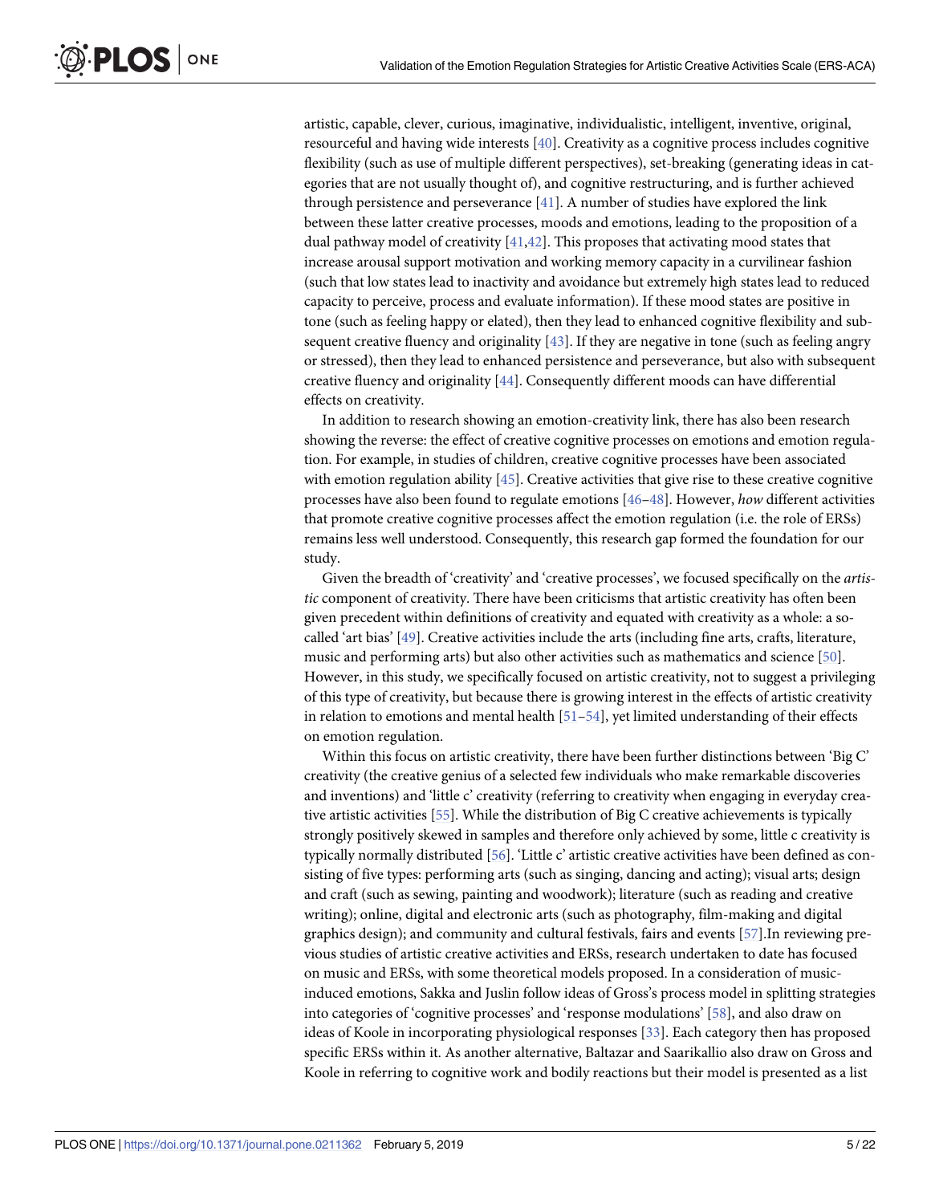artistic, capable, clever, curious, imaginative, individualistic, intelligent, inventive, original, resourceful and having wide interests [40]. Creativity as a cognitive process includes cognitive flexibility (such as use of multiple different perspectives), set-breaking (generating ideas in categories that are not usually thought of), and cognitive restructuring, and is further achieved through persistence and perseverance [41]. A number of studies have explored the link between these latter creative processes, moods and emotions, leading to the proposition of a dual pathway model of creativity [41,42]. This proposes that activating mood states that increase arousal support motivation and working memory capacity in a curvilinear fashion (such that low states lead to inactivity and avoidance but extremely high states lead to reduced capacity to perceive, process and evaluate information). If these mood states are positive in tone (such as feeling happy or elated), then they lead to enhanced cognitive flexibility and subsequent creative fluency and originality [43]. If they are negative in tone (such as feeling angry or stressed), then they lead to enhanced persistence and perseverance, but also with subsequent creative fluency and originality [44]. Consequently different moods can have differential effects on creativity.

In addition to research showing an emotion-creativity link, there has also been research showing the reverse: the effect of creative cognitive processes on emotions and emotion regulation. For example, in studies of children, creative cognitive processes have been associated with emotion regulation ability [45]. Creative activities that give rise to these creative cognitive processes have also been found to regulate emotions [46–48]. However, *how* different activities that promote creative cognitive processes affect the emotion regulation (i.e. the role of ERSs) remains less well understood. Consequently, this research gap formed the foundation for our study.

Given the breadth of 'creativity' and 'creative processes', we focused specifically on the *artistic* component of creativity. There have been criticisms that artistic creativity has often been given precedent within definitions of creativity and equated with creativity as a whole: a so-called 'art bias' [49]. Creative activities include the arts (including fine arts, crafts, literature, music and performing arts) but also other activities such as mathematics and science [50]. However, in this study, we specifically focused on artistic creativity, not to suggest a privileging of this type of creativity, but because there is growing interest in the effects of artistic creativity in relation to emotions and mental health [51–54], yet limited understanding of their effects on emotion regulation.

Within this focus on artistic creativity, there have been further distinctions between 'Big C' creativity (the creative genius of a selected few individuals who make remarkable discoveries and inventions) and 'little c' creativity (referring to creativity when engaging in everyday creative artistic activities [55]. While the distribution of Big C creative achievements is typically strongly positively skewed in samples and therefore only achieved by some, little c creativity is typically normally distributed [56]. 'Little c' artistic creative activities have been defined as consisting of five types: performing arts (such as singing, dancing and acting); visual arts; design and craft (such as sewing, painting and woodwork); literature (such as reading and creative writing); online, digital and electronic arts (such as photography, film-making and digital graphics design); and community and cultural festivals, fairs and events [57].In reviewing previous studies of artistic creative activities and ERSs, research undertaken to date has focused on music and ERSs, with some theoretical models proposed. In a consideration of music-induced emotions, Sakka and Juslin follow ideas of Gross's process model in splitting strategies into categories of 'cognitive processes' and 'response modulations' [58], and also draw on ideas of Koole in incorporating physiological responses [33]. Each category then has proposed specific ERSs within it. As another alternative, Baltazar and Saarikallio also draw on Gross and Koole in referring to cognitive work and bodily reactions but their model is presented as a list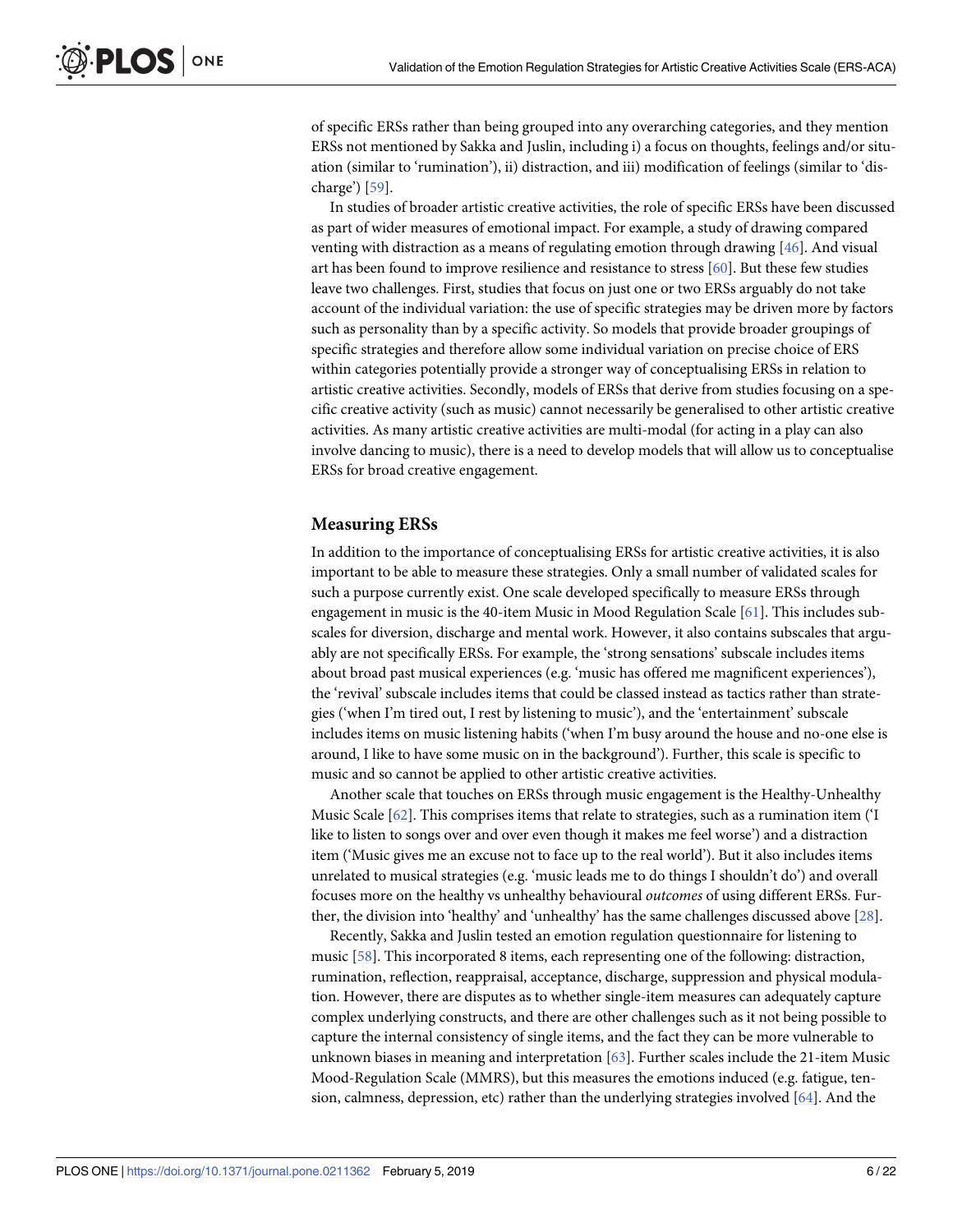of specific ERSs rather than being grouped into any overarching categories, and they mention ERSs not mentioned by Sakka and Juslin, including i) a focus on thoughts, feelings and/or situation (similar to 'rumination'), ii) distraction, and iii) modification of feelings (similar to 'discharge') [59].

In studies of broader artistic creative activities, the role of specific ERSs have been discussed as part of wider measures of emotional impact. For example, a study of drawing compared venting with distraction as a means of regulating emotion through drawing [46]. And visual art has been found to improve resilience and resistance to stress [60]. But these few studies leave two challenges. First, studies that focus on just one or two ERSs arguably do not take account of the individual variation: the use of specific strategies may be driven more by factors such as personality than by a specific activity. So models that provide broader groupings of specific strategies and therefore allow some individual variation on precise choice of ERS within categories potentially provide a stronger way of conceptualising ERSs in relation to artistic creative activities. Secondly, models of ERSs that derive from studies focusing on a specific creative activity (such as music) cannot necessarily be generalised to other artistic creative activities. As many artistic creative activities are multi-modal (for acting in a play can also involve dancing to music), there is a need to develop models that will allow us to conceptualise ERSs for broad creative engagement.

## Measuring ERSs

In addition to the importance of conceptualising ERSs for artistic creative activities, it is also important to be able to measure these strategies. Only a small number of validated scales for such a purpose currently exist. One scale developed specifically to measure ERSs through engagement in music is the 40-item Music in Mood Regulation Scale [61]. This includes subscales for diversion, discharge and mental work. However, it also contains subscales that arguably are not specifically ERSs. For example, the 'strong sensations' subscale includes items about broad past musical experiences (e.g. 'music has offered me magnificent experiences'), the 'revival' subscale includes items that could be classed instead as tactics rather than strategies ('when I'm tired out, I rest by listening to music'), and the 'entertainment' subscale includes items on music listening habits ('when I'm busy around the house and no-one else is around, I like to have some music on in the background'). Further, this scale is specific to music and so cannot be applied to other artistic creative activities.

Another scale that touches on ERSs through music engagement is the Healthy-Unhealthy Music Scale [62]. This comprises items that relate to strategies, such as a rumination item ('I like to listen to songs over and over even though it makes me feel worse') and a distraction item ('Music gives me an excuse not to face up to the real world'). But it also includes items unrelated to musical strategies (e.g. 'music leads me to do things I shouldn't do') and overall focuses more on the healthy vs unhealthy behavioural *outcomes* of using different ERSs. Further, the division into 'healthy' and 'unhealthy' has the same challenges discussed above [28].

Recently, Sakka and Juslin tested an emotion regulation questionnaire for listening to music [58]. This incorporated 8 items, each representing one of the following: distraction, rumination, reflection, reappraisal, acceptance, discharge, suppression and physical modulation. However, there are disputes as to whether single-item measures can adequately capture complex underlying constructs, and there are other challenges such as it not being possible to capture the internal consistency of single items, and the fact they can be more vulnerable to unknown biases in meaning and interpretation [63]. Further scales include the 21-item Music Mood-Regulation Scale (MMRS), but this measures the emotions induced (e.g. fatigue, tension, calmness, depression, etc) rather than the underlying strategies involved [64]. And the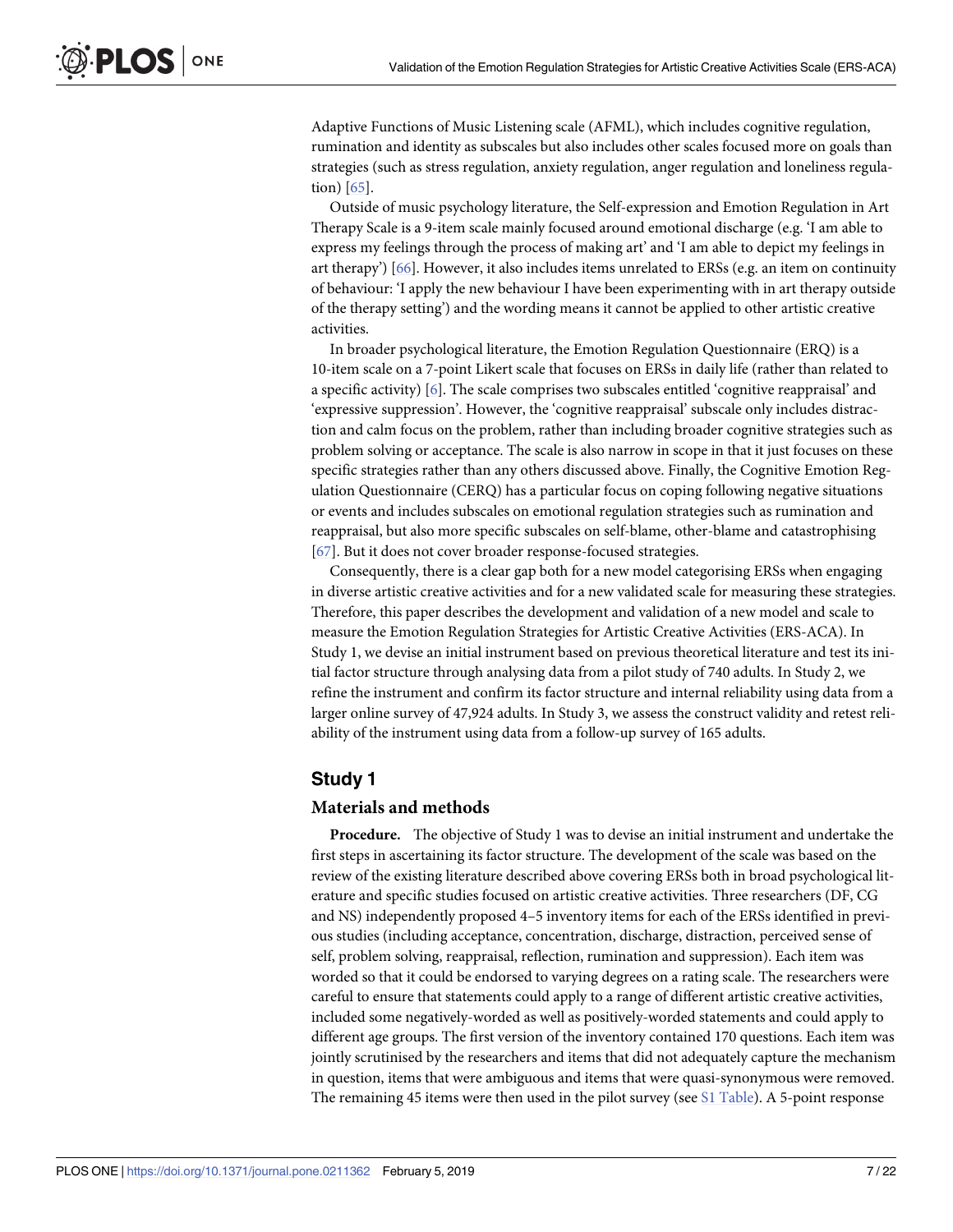Adaptive Functions of Music Listening scale (AFML), which includes cognitive regulation, rumination and identity as subscales but also includes other scales focused more on goals than strategies (such as stress regulation, anxiety regulation, anger regulation and loneliness regulation) [65].

Outside of music psychology literature, the Self-expression and Emotion Regulation in Art Therapy Scale is a 9-item scale mainly focused around emotional discharge (e.g. 'I am able to express my feelings through the process of making art' and 'I am able to depict my feelings in art therapy') [66]. However, it also includes items unrelated to ERSs (e.g. an item on continuity of behaviour: 'I apply the new behaviour I have been experimenting with in art therapy outside of the therapy setting') and the wording means it cannot be applied to other artistic creative activities.

In broader psychological literature, the Emotion Regulation Questionnaire (ERQ) is a 10-item scale on a 7-point Likert scale that focuses on ERSs in daily life (rather than related to a specific activity) [6]. The scale comprises two subscales entitled 'cognitive reappraisal' and 'expressive suppression'. However, the 'cognitive reappraisal' subscale only includes distraction and calm focus on the problem, rather than including broader cognitive strategies such as problem solving or acceptance. The scale is also narrow in scope in that it just focuses on these specific strategies rather than any others discussed above. Finally, the Cognitive Emotion Regulation Questionnaire (CERQ) has a particular focus on coping following negative situations or events and includes subscales on emotional regulation strategies such as rumination and reappraisal, but also more specific subscales on self-blame, other-blame and catastrophising [67]. But it does not cover broader response-focused strategies.

Consequently, there is a clear gap both for a new model categorising ERSs when engaging in diverse artistic creative activities and for a new validated scale for measuring these strategies. Therefore, this paper describes the development and validation of a new model and scale to measure the Emotion Regulation Strategies for Artistic Creative Activities (ERS-ACA). In Study 1, we devise an initial instrument based on previous theoretical literature and test its initial factor structure through analysing data from a pilot study of 740 adults. In Study 2, we refine the instrument and confirm its factor structure and internal reliability using data from a larger online survey of 47,924 adults. In Study 3, we assess the construct validity and retest reliability of the instrument using data from a follow-up survey of 165 adults.

## Study 1

### Materials and methods

**Procedure.** The objective of Study 1 was to devise an initial instrument and undertake the first steps in ascertaining its factor structure. The development of the scale was based on the review of the existing literature described above covering ERSs both in broad psychological literature and specific studies focused on artistic creative activities. Three researchers (DF, CG and NS) independently proposed 4–5 inventory items for each of the ERSs identified in previous studies (including acceptance, concentration, discharge, distraction, perceived sense of self, problem solving, reappraisal, reflection, rumination and suppression). Each item was worded so that it could be endorsed to varying degrees on a rating scale. The researchers were careful to ensure that statements could apply to a range of different artistic creative activities, included some negatively-worded as well as positively-worded statements and could apply to different age groups. The first version of the inventory contained 170 questions. Each item was jointly scrutinised by the researchers and items that did not adequately capture the mechanism in question, items that were ambiguous and items that were quasi-synonymous were removed. The remaining 45 items were then used in the pilot survey (see S1 Table). A 5-point response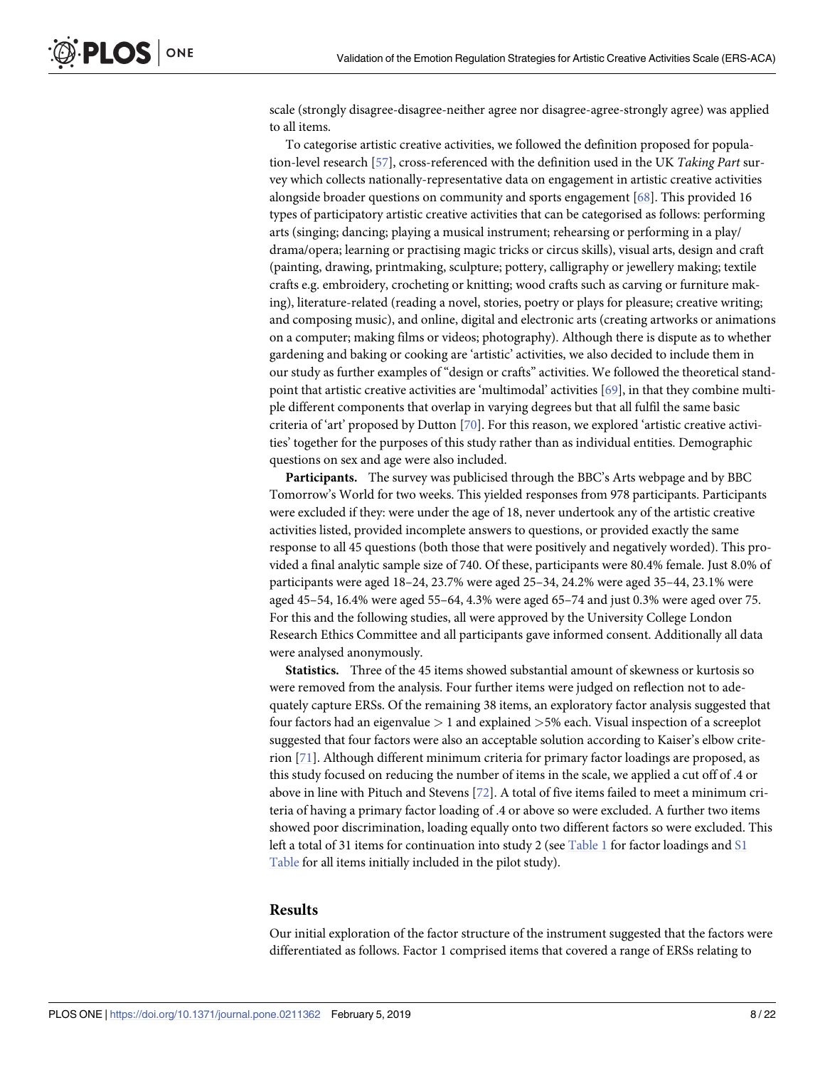scale (strongly disagree-disagree-neither agree nor disagree-agree-strongly agree) was applied to all items.

To categorise artistic creative activities, we followed the definition proposed for population-level research [57], cross-referenced with the definition used in the UK *Taking Part* survey which collects nationally-representative data on engagement in artistic creative activities alongside broader questions on community and sports engagement [68]. This provided 16 types of participatory artistic creative activities that can be categorised as follows: performing arts (singing; dancing; playing a musical instrument; rehearsing or performing in a play/drama/opera; learning or practising magic tricks or circus skills), visual arts, design and craft (painting, drawing, printmaking, sculpture; pottery, calligraphy or jewellery making; textile crafts e.g. embroidery, crocheting or knitting; wood crafts such as carving or furniture making), literature-related (reading a novel, stories, poetry or plays for pleasure; creative writing; and composing music), and online, digital and electronic arts (creating artworks or animations on a computer; making films or videos; photography). Although there is dispute as to whether gardening and baking or cooking are 'artistic' activities, we also decided to include them in our study as further examples of "design or crafts" activities. We followed the theoretical standpoint that artistic creative activities are 'multimodal' activities [69], in that they combine multiple different components that overlap in varying degrees but that all fulfil the same basic criteria of 'art' proposed by Dutton [70]. For this reason, we explored 'artistic creative activities' together for the purposes of this study rather than as individual entities. Demographic questions on sex and age were also included.

**Participants.** The survey was publicised through the BBC's Arts webpage and by BBC Tomorrow's World for two weeks. This yielded responses from 978 participants. Participants were excluded if they: were under the age of 18, never undertook any of the artistic creative activities listed, provided incomplete answers to questions, or provided exactly the same response to all 45 questions (both those that were positively and negatively worded). This provided a final analytic sample size of 740. Of these, participants were 80.4% female. Just 8.0% of participants were aged 18–24, 23.7% were aged 25–34, 24.2% were aged 35–44, 23.1% were aged 45–54, 16.4% were aged 55–64, 4.3% were aged 65–74 and just 0.3% were aged over 75. For this and the following studies, all were approved by the University College London Research Ethics Committee and all participants gave informed consent. Additionally all data were analysed anonymously.

**Statistics.** Three of the 45 items showed substantial amount of skewness or kurtosis so were removed from the analysis. Four further items were judged on reflection not to adequately capture ERSs. Of the remaining 38 items, an exploratory factor analysis suggested that four factors had an eigenvalue $> 1$ and explained $>5\%$ each. Visual inspection of a screeplot suggested that four factors were also an acceptable solution according to Kaiser's elbow criterion [71]. Although different minimum criteria for primary factor loadings are proposed, as this study focused on reducing the number of items in the scale, we applied a cut off of .4 or above in line with Pituch and Stevens [72]. A total of five items failed to meet a minimum criteria of having a primary factor loading of .4 or above so were excluded. A further two items showed poor discrimination, loading equally onto two different factors so were excluded. This left a total of 31 items for continuation into study 2 (see Table 1 for factor loadings and S1 Table for all items initially included in the pilot study).

## Results

Our initial exploration of the factor structure of the instrument suggested that the factors were differentiated as follows. Factor 1 comprised items that covered a range of ERSs relating to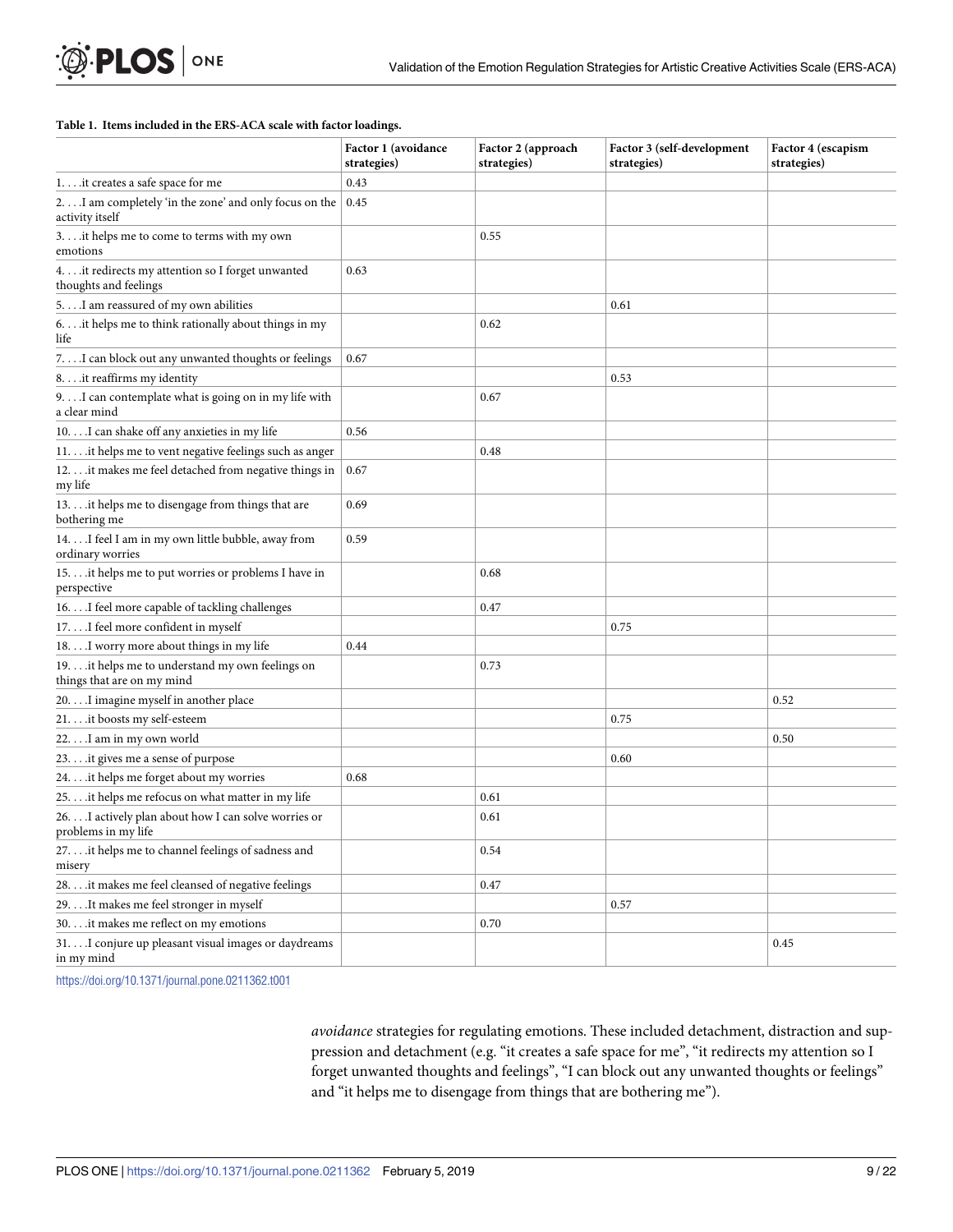**Table 1. Items included in the ERS-ACA scale with factor loadings.**

| | Factor 1 (avoidance strategies) | Factor 2 (approach strategies) | Factor 3 (self-development strategies) | Factor 4 (escapism strategies) |
|---|---|---|---|---|
| 1. . . .it creates a safe space for me | 0.43 | | | |
| 2. . . .I am completely 'in the zone' and only focus on the activity itself | 0.45 | | | |
| 3. . . .it helps me to come to terms with my own emotions | | 0.55 | | |
| 4. . . .it redirects my attention so I forget unwanted thoughts and feelings | 0.63 | | | |
| 5. . . .I am reassured of my own abilities | | | 0.61 | |
| 6. . . .it helps me to think rationally about things in my life | | 0.62 | | |
| 7. . . .I can block out any unwanted thoughts or feelings | 0.67 | | | |
| 8. . . .it reaffirms my identity | | | 0.53 | |
| 9. . . .I can contemplate what is going on in my life with a clear mind | | 0.67 | | |
| 10. . . .I can shake off any anxieties in my life | 0.56 | | | |
| 11. . . .it helps me to vent negative feelings such as anger | | 0.48 | | |
| 12. . . .it makes me feel detached from negative things in my life | 0.67 | | | |
| 13. . . .it helps me to disengage from things that are bothering me | 0.69 | | | |
| 14. . . .I feel I am in my own little bubble, away from ordinary worries | 0.59 | | | |
| 15. . . .it helps me to put worries or problems I have in perspective | | 0.68 | | |
| 16. . . .I feel more capable of tackling challenges | | 0.47 | | |
| 17. . . .I feel more confident in myself | | | 0.75 | |
| 18. . . .I worry more about things in my life | 0.44 | | | |
| 19. . . .it helps me to understand my own feelings on things that are on my mind | | 0.73 | | |
| 20. . . .I imagine myself in another place | | | | 0.52 |
| 21. . . .it boosts my self-esteem | | | 0.75 | |
| 22. . . .I am in my own world | | | | 0.50 |
| 23. . . .it gives me a sense of purpose | | | 0.60 | |
| 24. . . .it helps me forget about my worries | 0.68 | | | |
| 25. . . .it helps me refocus on what matter in my life | | 0.61 | | |
| 26. . . .I actively plan about how I can solve worries or problems in my life | | 0.61 | | |
| 27. . . .it helps me to channel feelings of sadness and misery | | 0.54 | | |
| 28. . . .it makes me feel cleansed of negative feelings | | 0.47 | | |
| 29. . . .It makes me feel stronger in myself | | | 0.57 | |
| 30. . . .it makes me reflect on my emotions | | 0.70 | | |
| 31. . . .I conjure up pleasant visual images or daydreams in my mind | | | | 0.45 |

https://doi.org/10.1371/journal.pone.0211362.t001

*avoidance* strategies for regulating emotions. These included detachment, distraction and suppression and detachment (e.g. "it creates a safe space for me", "it redirects my attention so I forget unwanted thoughts and feelings", "I can block out any unwanted thoughts or feelings" and "it helps me to disengage from things that are bothering me").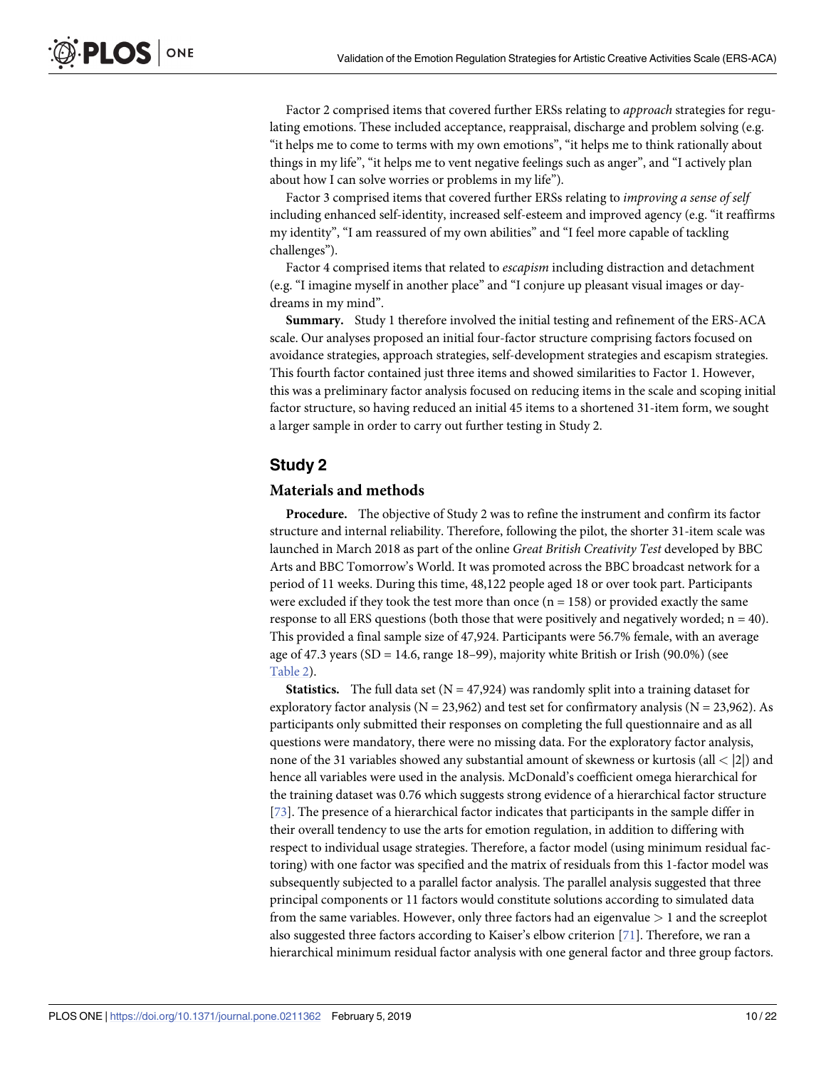Factor 2 comprised items that covered further ERSs relating to *approach* strategies for regulating emotions. These included acceptance, reappraisal, discharge and problem solving (e.g. "it helps me to come to terms with my own emotions", "it helps me to think rationally about things in my life", "it helps me to vent negative feelings such as anger", and "I actively plan about how I can solve worries or problems in my life").

Factor 3 comprised items that covered further ERSs relating to *improving a sense of self* including enhanced self-identity, increased self-esteem and improved agency (e.g. "it reaffirms my identity", "I am reassured of my own abilities" and "I feel more capable of tackling challenges").

Factor 4 comprised items that related to *escapism* including distraction and detachment (e.g. "I imagine myself in another place" and "I conjure up pleasant visual images or day-dreams in my mind".

**Summary.** Study 1 therefore involved the initial testing and refinement of the ERS-ACA scale. Our analyses proposed an initial four-factor structure comprising factors focused on avoidance strategies, approach strategies, self-development strategies and escapism strategies. This fourth factor contained just three items and showed similarities to Factor 1. However, this was a preliminary factor analysis focused on reducing items in the scale and scoping initial factor structure, so having reduced an initial 45 items to a shortened 31-item form, we sought a larger sample in order to carry out further testing in Study 2.

## Study 2

### Materials and methods

**Procedure.** The objective of Study 2 was to refine the instrument and confirm its factor structure and internal reliability. Therefore, following the pilot, the shorter 31-item scale was launched in March 2018 as part of the online *Great British Creativity Test* developed by BBC Arts and BBC Tomorrow's World. It was promoted across the BBC broadcast network for a period of 11 weeks. During this time, 48,122 people aged 18 or over took part. Participants were excluded if they took the test more than once (n = 158) or provided exactly the same response to all ERS questions (both those that were positively and negatively worded; n = 40). This provided a final sample size of 47,924. Participants were 56.7% female, with an average age of 47.3 years (SD = 14.6, range 18–99), majority white British or Irish (90.0%) (see Table 2).

**Statistics.** The full data set (N = 47,924) was randomly split into a training dataset for exploratory factor analysis (N = 23,962) and test set for confirmatory analysis (N = 23,962). As participants only submitted their responses on completing the full questionnaire and as all questions were mandatory, there were no missing data. For the exploratory factor analysis, none of the 31 variables showed any substantial amount of skewness or kurtosis (all $< |2|$) and hence all variables were used in the analysis. McDonald's coefficient omega hierarchical for the training dataset was 0.76 which suggests strong evidence of a hierarchical factor structure [73]. The presence of a hierarchical factor indicates that participants in the sample differ in their overall tendency to use the arts for emotion regulation, in addition to differing with respect to individual usage strategies. Therefore, a factor model (using minimum residual factoring) with one factor was specified and the matrix of residuals from this 1-factor model was subsequently subjected to a parallel factor analysis. The parallel analysis suggested that three principal components or 11 factors would constitute solutions according to simulated data from the same variables. However, only three factors had an eigenvalue $> 1$ and the screeplot also suggested three factors according to Kaiser's elbow criterion [71]. Therefore, we ran a hierarchical minimum residual factor analysis with one general factor and three group factors.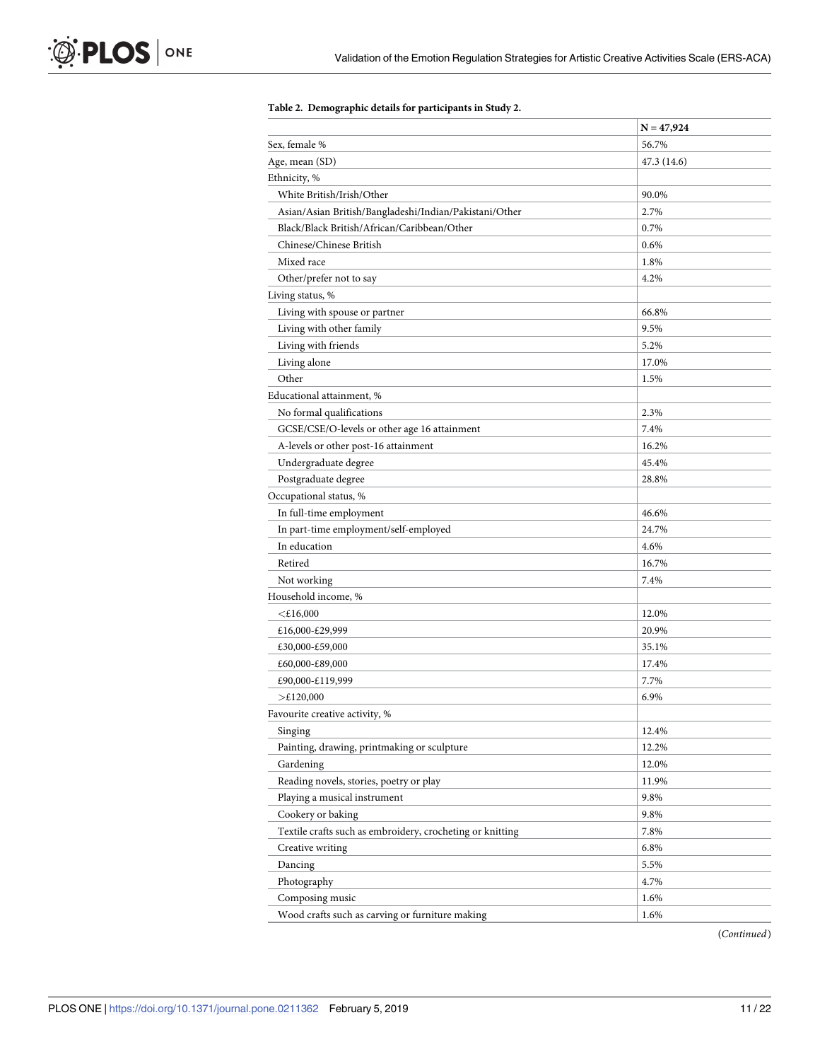**Table 2. Demographic details for participants in Study 2.**

| | N = 47,924 |
|---|---|
| Sex, female % | 56.7% |
| Age, mean (SD) | 47.3 (14.6) |
| Ethnicity, % | |
| White British/Irish/Other | 90.0% |
| Asian/Asian British/Bangladeshi/Indian/Pakistani/Other | 2.7% |
| Black/Black British/African/Caribbean/Other | 0.7% |
| Chinese/Chinese British | 0.6% |
| Mixed race | 1.8% |
| Other/prefer not to say | 4.2% |
| Living status, % | |
| Living with spouse or partner | 66.8% |
| Living with other family | 9.5% |
| Living with friends | 5.2% |
| Living alone | 17.0% |
| Other | 1.5% |
| Educational attainment, % | |
| No formal qualifications | 2.3% |
| GCSE/CSE/O-levels or other age 16 attainment | 7.4% |
| A-levels or other post-16 attainment | 16.2% |
| Undergraduate degree | 45.4% |
| Postgraduate degree | 28.8% |
| Occupational status, % | |
| In full-time employment | 46.6% |
| In part-time employment/self-employed | 24.7% |
| In education | 4.6% |
| Retired | 16.7% |
| Not working | 7.4% |
| Household income, % | |
| <£16,000 | 12.0% |
| £16,000-£29,999 | 20.9% |
| £30,000-£59,000 | 35.1% |
| £60,000-£89,000 | 17.4% |
| £90,000-£119,999 | 7.7% |
| >£120,000 | 6.9% |
| Favourite creative activity, % | |
| Singing | 12.4% |
| Painting, drawing, printmaking or sculpture | 12.2% |
| Gardening | 12.0% |
| Reading novels, stories, poetry or play | 11.9% |
| Playing a musical instrument | 9.8% |
| Cookery or baking | 9.8% |
| Textile crafts such as embroidery, crocheting or knitting | 7.8% |
| Creative writing | 6.8% |
| Dancing | 5.5% |
| Photography | 4.7% |
| Composing music | 1.6% |
| Wood crafts such as carving or furniture making | 1.6% |

(*Continued*)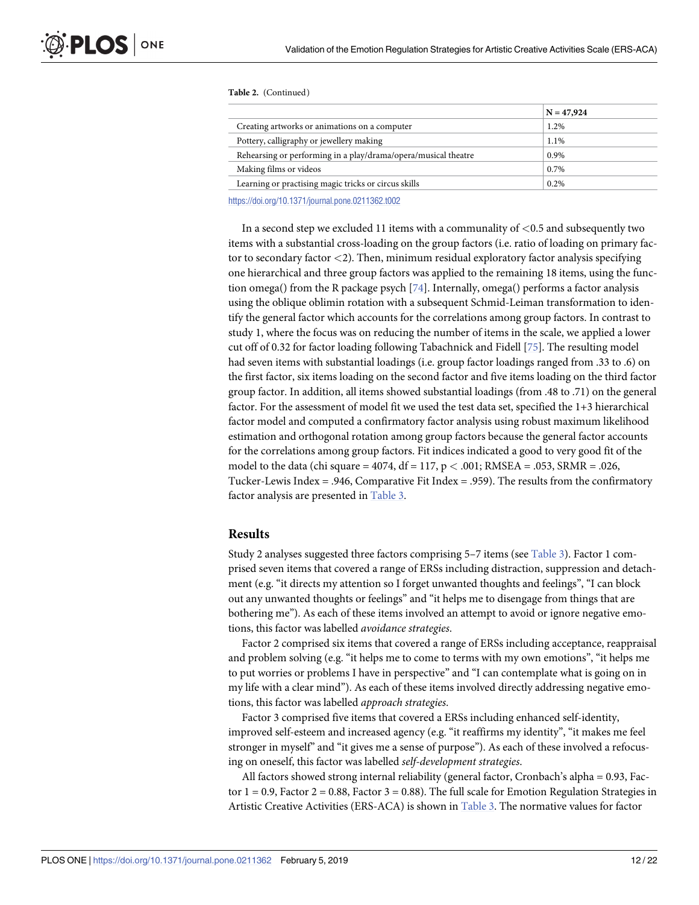**Table 2.** (Continued)

| | N = 47,924 |
|---|---|
| Creating artworks or animations on a computer | 1.2% |
| Pottery, calligraphy or jewellery making | 1.1% |
| Rehearsing or performing in a play/drama/opera/musical theatre | 0.9% |
| Making films or videos | 0.7% |
| Learning or practising magic tricks or circus skills | 0.2% |

https://doi.org/10.1371/journal.pone.0211362.t002

In a second step we excluded 11 items with a communality of <0.5 and subsequently two items with a substantial cross-loading on the group factors (i.e. ratio of loading on primary factor to secondary factor <2). Then, minimum residual exploratory factor analysis specifying one hierarchical and three group factors was applied to the remaining 18 items, using the function omega() from the R package psych [74]. Internally, omega() performs a factor analysis using the oblique oblimin rotation with a subsequent Schmid-Leiman transformation to identify the general factor which accounts for the correlations among group factors. In contrast to study 1, where the focus was on reducing the number of items in the scale, we applied a lower cut off of 0.32 for factor loading following Tabachnick and Fidell [75]. The resulting model had seven items with substantial loadings (i.e. group factor loadings ranged from .33 to .6) on the first factor, six items loading on the second factor and five items loading on the third factor group factor. In addition, all items showed substantial loadings (from .48 to .71) on the general factor. For the assessment of model fit we used the test data set, specified the 1+3 hierarchical factor model and computed a confirmatory factor analysis using robust maximum likelihood estimation and orthogonal rotation among group factors because the general factor accounts for the correlations among group factors. Fit indices indicated a good to very good fit of the model to the data (chi square = 4074, df = 117, $p < .001$; RMSEA = .053, SRMR = .026, Tucker-Lewis Index = .946, Comparative Fit Index = .959). The results from the confirmatory factor analysis are presented in Table 3.

## Results

Study 2 analyses suggested three factors comprising 5–7 items (see Table 3). Factor 1 comprised seven items that covered a range of ERSs including distraction, suppression and detachment (e.g. "it directs my attention so I forget unwanted thoughts and feelings", "I can block out any unwanted thoughts or feelings" and "it helps me to disengage from things that are bothering me"). As each of these items involved an attempt to avoid or ignore negative emotions, this factor was labelled *avoidance strategies*.

Factor 2 comprised six items that covered a range of ERSs including acceptance, reappraisal and problem solving (e.g. "it helps me to come to terms with my own emotions", "it helps me to put worries or problems I have in perspective" and "I can contemplate what is going on in my life with a clear mind"). As each of these items involved directly addressing negative emotions, this factor was labelled *approach strategies*.

Factor 3 comprised five items that covered a ERSs including enhanced self-identity, improved self-esteem and increased agency (e.g. "it reaffirms my identity", "it makes me feel stronger in myself" and "it gives me a sense of purpose"). As each of these involved a refocusing on oneself, this factor was labelled *self-development strategies*.

All factors showed strong internal reliability (general factor, Cronbach's alpha = 0.93, Factor 1 = 0.9, Factor 2 = 0.88, Factor 3 = 0.88). The full scale for Emotion Regulation Strategies in Artistic Creative Activities (ERS-ACA) is shown in Table 3. The normative values for factor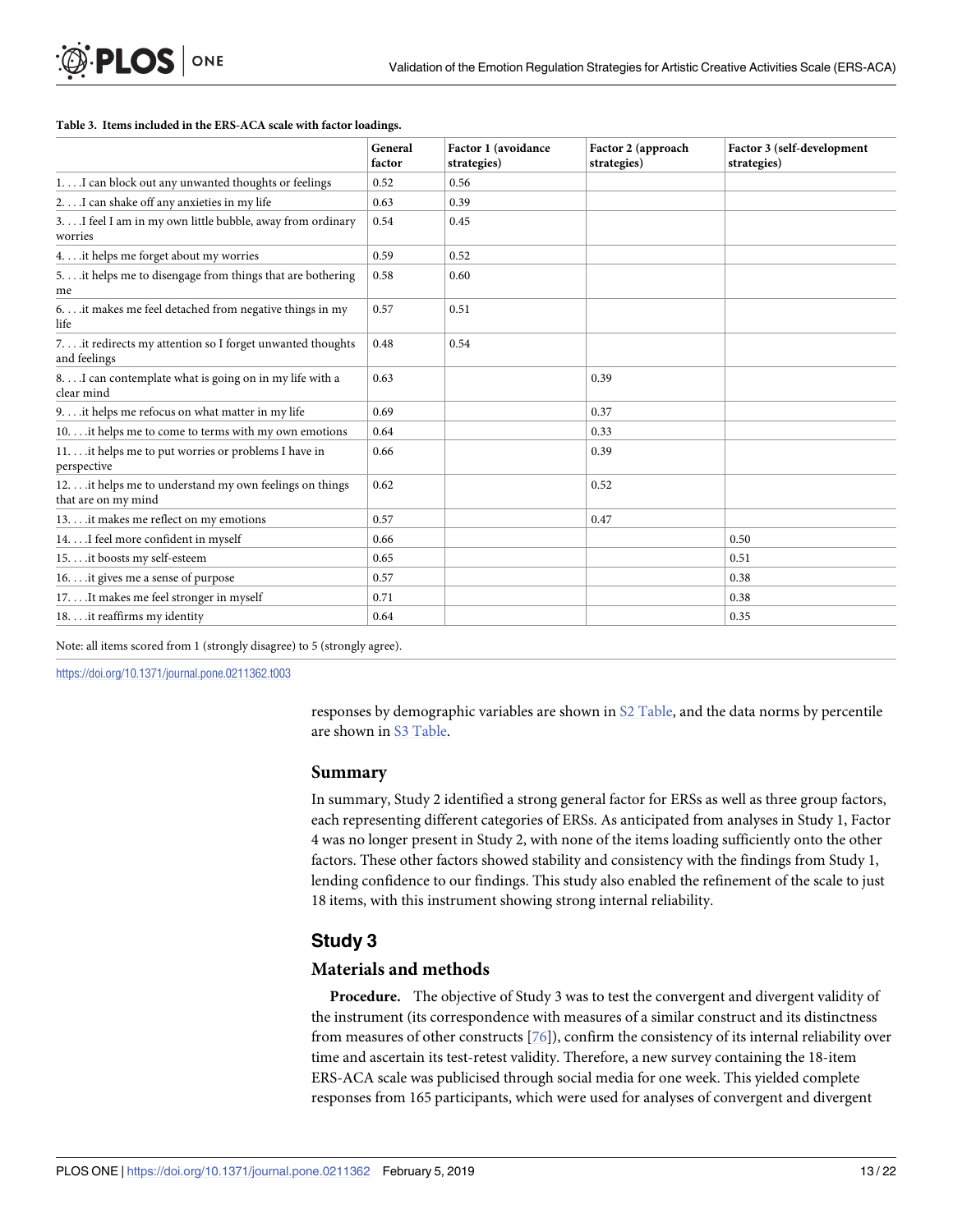**Table 3. Items included in the ERS-ACA scale with factor loadings.**

| | General factor | Factor 1 (avoidance strategies) | Factor 2 (approach strategies) | Factor 3 (self-development strategies) |
|---|---|---|---|---|
| 1. . . .I can block out any unwanted thoughts or feelings | 0.52 | 0.56 | | |
| 2. . . .I can shake off any anxieties in my life | 0.63 | 0.39 | | |
| 3. . . .I feel I am in my own little bubble, away from ordinary worries | 0.54 | 0.45 | | |
| 4. . . .it helps me forget about my worries | 0.59 | 0.52 | | |
| 5. . . .it helps me to disengage from things that are bothering me | 0.58 | 0.60 | | |
| 6. . . .it makes me feel detached from negative things in my life | 0.57 | 0.51 | | |
| 7. . . .it redirects my attention so I forget unwanted thoughts and feelings | 0.48 | 0.54 | | |
| 8. . . .I can contemplate what is going on in my life with a clear mind | 0.63 | | 0.39 | |
| 9. . . .it helps me refocus on what matter in my life | 0.69 | | 0.37 | |
| 10. . . .it helps me to come to terms with my own emotions | 0.64 | | 0.33 | |
| 11. . . .it helps me to put worries or problems I have in perspective | 0.66 | | 0.39 | |
| 12. . . .it helps me to understand my own feelings on things that are on my mind | 0.62 | | 0.52 | |
| 13. . . .it makes me reflect on my emotions | 0.57 | | 0.47 | |
| 14. . . .I feel more confident in myself | 0.66 | | | 0.50 |
| 15. . . .it boosts my self-esteem | 0.65 | | | 0.51 |
| 16. . . .it gives me a sense of purpose | 0.57 | | | 0.38 |
| 17. . . .It makes me feel stronger in myself | 0.71 | | | 0.38 |
| 18. . . .it reaffirms my identity | 0.64 | | | 0.35 |

Note: all items scored from 1 (strongly disagree) to 5 (strongly agree).

https://doi.org/10.1371/journal.pone.0211362.t003

responses by demographic variables are shown in S2 Table, and the data norms by percentile are shown in S3 Table.

### Summary

In summary, Study 2 identified a strong general factor for ERSs as well as three group factors, each representing different categories of ERSs. As anticipated from analyses in Study 1, Factor 4 was no longer present in Study 2, with none of the items loading sufficiently onto the other factors. These other factors showed stability and consistency with the findings from Study 1, lending confidence to our findings. This study also enabled the refinement of the scale to just 18 items, with this instrument showing strong internal reliability.

## Study 3

### Materials and methods

**Procedure.** The objective of Study 3 was to test the convergent and divergent validity of the instrument (its correspondence with measures of a similar construct and its distinctness from measures of other constructs [76]), confirm the consistency of its internal reliability over time and ascertain its test-retest validity. Therefore, a new survey containing the 18-item ERS-ACA scale was publicised through social media for one week. This yielded complete responses from 165 participants, which were used for analyses of convergent and divergent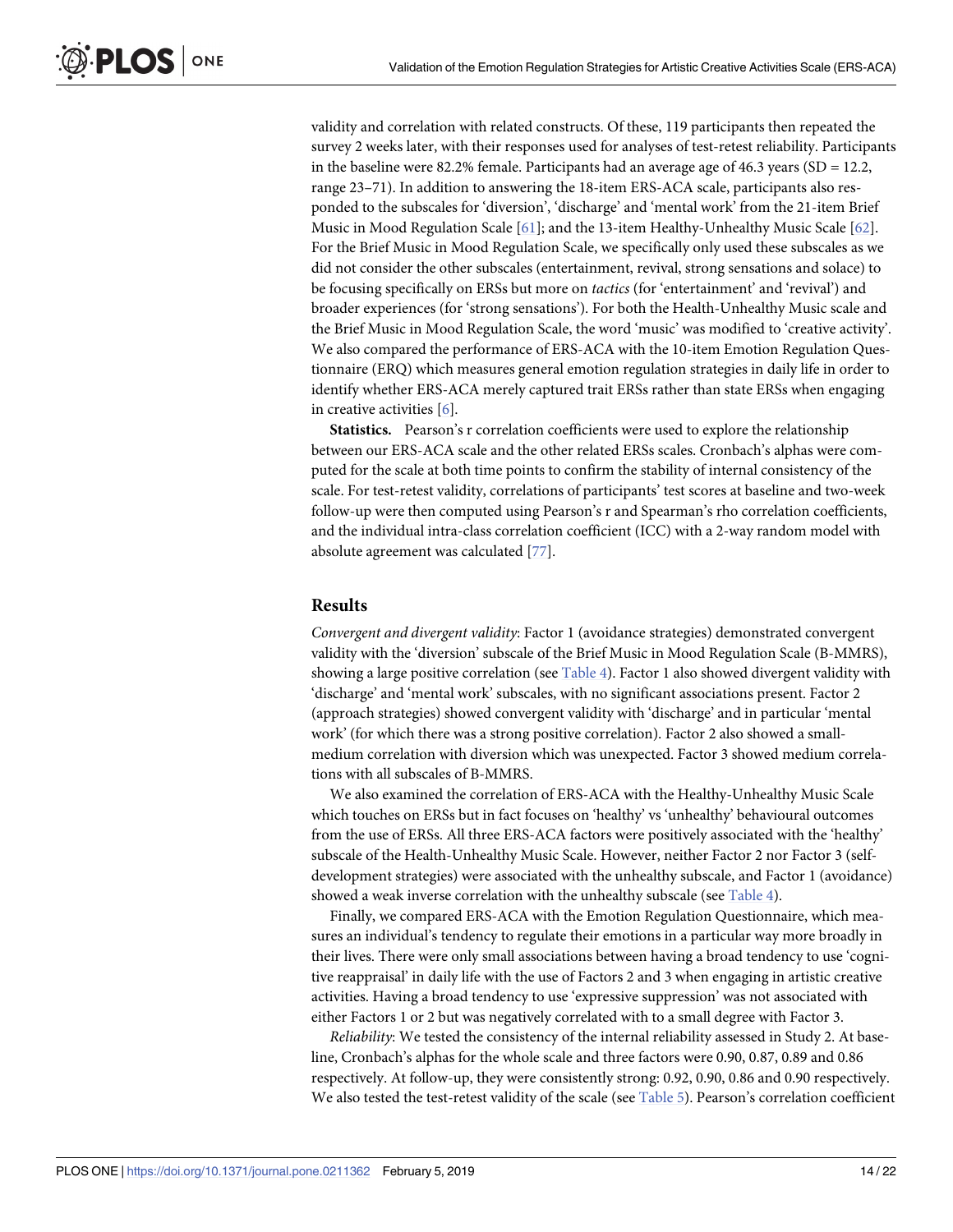validity and correlation with related constructs. Of these, 119 participants then repeated the survey 2 weeks later, with their responses used for analyses of test-retest reliability. Participants in the baseline were 82.2% female. Participants had an average age of 46.3 years (SD = 12.2, range 23–71). In addition to answering the 18-item ERS-ACA scale, participants also responded to the subscales for 'diversion', 'discharge' and 'mental work' from the 21-item Brief Music in Mood Regulation Scale [61]; and the 13-item Healthy-Unhealthy Music Scale [62]. For the Brief Music in Mood Regulation Scale, we specifically only used these subscales as we did not consider the other subscales (entertainment, revival, strong sensations and solace) to be focusing specifically on ERSs but more on *tactics* (for 'entertainment' and 'revival') and broader experiences (for 'strong sensations'). For both the Health-Unhealthy Music scale and the Brief Music in Mood Regulation Scale, the word 'music' was modified to 'creative activity'. We also compared the performance of ERS-ACA with the 10-item Emotion Regulation Questionnaire (ERQ) which measures general emotion regulation strategies in daily life in order to identify whether ERS-ACA merely captured trait ERSs rather than state ERSs when engaging in creative activities [6].

**Statistics.** Pearson's r correlation coefficients were used to explore the relationship between our ERS-ACA scale and the other related ERSs scales. Cronbach's alphas were computed for the scale at both time points to confirm the stability of internal consistency of the scale. For test-retest validity, correlations of participants' test scores at baseline and two-week follow-up were then computed using Pearson's r and Spearman's rho correlation coefficients, and the individual intra-class correlation coefficient (ICC) with a 2-way random model with absolute agreement was calculated [77].

## Results

*Convergent and divergent validity*: Factor 1 (avoidance strategies) demonstrated convergent validity with the 'diversion' subscale of the Brief Music in Mood Regulation Scale (B-MMRS), showing a large positive correlation (see Table 4). Factor 1 also showed divergent validity with 'discharge' and 'mental work' subscales, with no significant associations present. Factor 2 (approach strategies) showed convergent validity with 'discharge' and in particular 'mental work' (for which there was a strong positive correlation). Factor 2 also showed a small-medium correlation with diversion which was unexpected. Factor 3 showed medium correlations with all subscales of B-MMRS.

We also examined the correlation of ERS-ACA with the Healthy-Unhealthy Music Scale which touches on ERSs but in fact focuses on 'healthy' vs 'unhealthy' behavioural outcomes from the use of ERSs. All three ERS-ACA factors were positively associated with the 'healthy' subscale of the Health-Unhealthy Music Scale. However, neither Factor 2 nor Factor 3 (self-development strategies) were associated with the unhealthy subscale, and Factor 1 (avoidance) showed a weak inverse correlation with the unhealthy subscale (see Table 4).

Finally, we compared ERS-ACA with the Emotion Regulation Questionnaire, which measures an individual's tendency to regulate their emotions in a particular way more broadly in their lives. There were only small associations between having a broad tendency to use 'cognitive reappraisal' in daily life with the use of Factors 2 and 3 when engaging in artistic creative activities. Having a broad tendency to use 'expressive suppression' was not associated with either Factors 1 or 2 but was negatively correlated with to a small degree with Factor 3.

*Reliability*: We tested the consistency of the internal reliability assessed in Study 2. At baseline, Cronbach's alphas for the whole scale and three factors were 0.90, 0.87, 0.89 and 0.86 respectively. At follow-up, they were consistently strong: 0.92, 0.90, 0.86 and 0.90 respectively. We also tested the test-retest validity of the scale (see Table 5). Pearson's correlation coefficient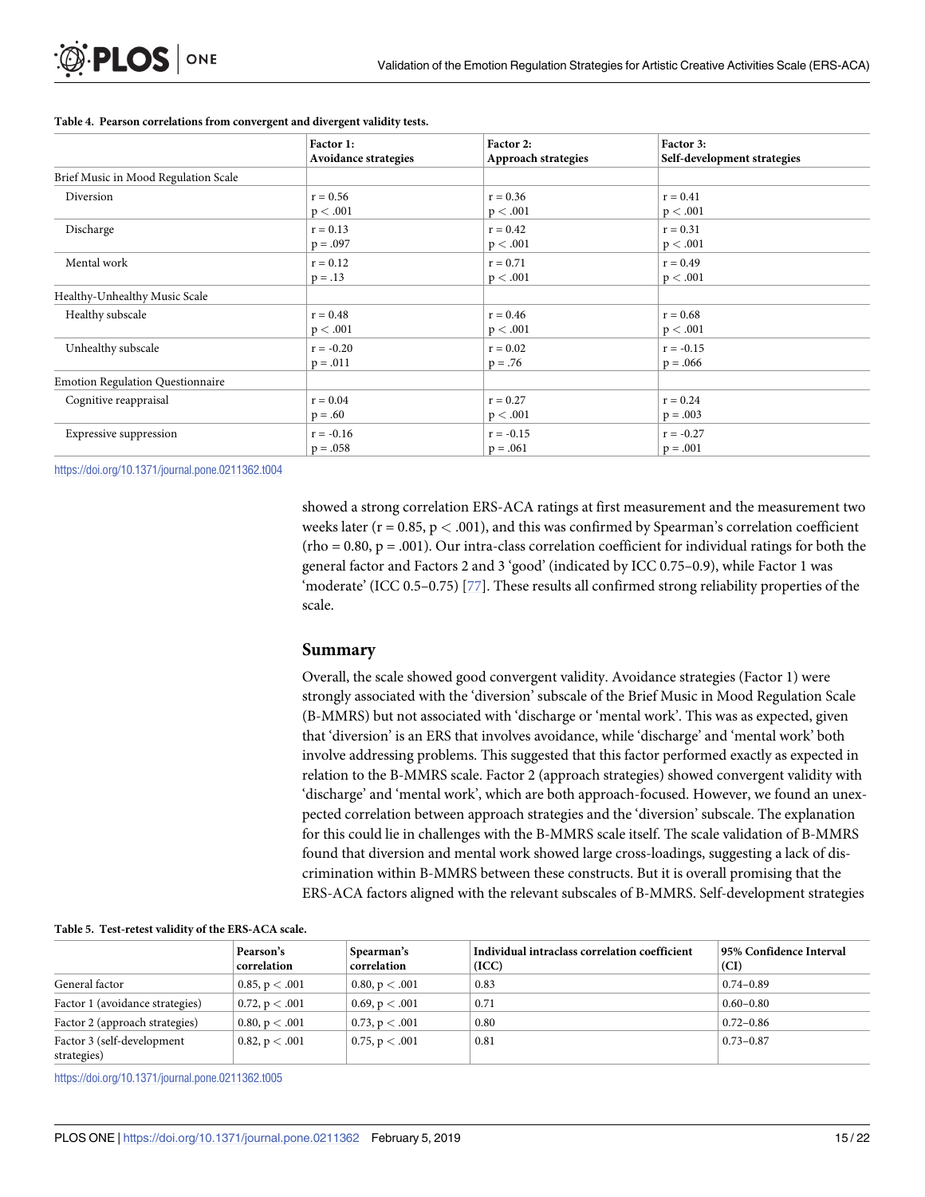**Table 4. Pearson correlations from convergent and divergent validity tests.**

| | Factor 1: Avoidance strategies | Factor 2: Approach strategies | Factor 3: Self-development strategies |
|---|---|---|---|
| Brief Music in Mood Regulation Scale | | | |
| Diversion | r = 0.56 $p < .001$ | r = 0.36 $p < .001$ | r = 0.41 $p < .001$ |
| Discharge | r = 0.13 p = .097 | r = 0.42 $p < .001$ | r = 0.31 $p < .001$ |
| Mental work | r = 0.12 p = .13 | r = 0.71 $p < .001$ | r = 0.49 $p < .001$ |
| Healthy-Unhealthy Music Scale | | | |
| Healthy subscale | r = 0.48 $p < .001$ | r = 0.46 $p < .001$ | r = 0.68 $p < .001$ |
| Unhealthy subscale | r = -0.20 p = .011 | r = 0.02 p = .76 | r = -0.15 p = .066 |
| Emotion Regulation Questionnaire | | | |
| Cognitive reappraisal | r = 0.04 p = .60 | r = 0.27 $p < .001$ | r = 0.24 p = .003 |
| Expressive suppression | r = -0.16 p = .058 | r = -0.15 p = .061 | r = -0.27 p = .001 |

https://doi.org/10.1371/journal.pone.0211362.t004

showed a strong correlation ERS-ACA ratings at first measurement and the measurement two weeks later (r = 0.85, $p < .001$), and this was confirmed by Spearman's correlation coefficient (rho = 0.80, p = .001). Our intra-class correlation coefficient for individual ratings for both the general factor and Factors 2 and 3 'good' (indicated by ICC 0.75–0.9), while Factor 1 was 'moderate' (ICC 0.5–0.75) [77]. These results all confirmed strong reliability properties of the scale.

## Summary

Overall, the scale showed good convergent validity. Avoidance strategies (Factor 1) were strongly associated with the 'diversion' subscale of the Brief Music in Mood Regulation Scale (B-MMRS) but not associated with 'discharge or 'mental work'. This was as expected, given that 'diversion' is an ERS that involves avoidance, while 'discharge' and 'mental work' both involve addressing problems. This suggested that this factor performed exactly as expected in relation to the B-MMRS scale. Factor 2 (approach strategies) showed convergent validity with 'discharge' and 'mental work', which are both approach-focused. However, we found an unexpected correlation between approach strategies and the 'diversion' subscale. The explanation for this could lie in challenges with the B-MMRS scale itself. The scale validation of B-MMRS found that diversion and mental work showed large cross-loadings, suggesting a lack of discrimination within B-MMRS between these constructs. But it is overall promising that the ERS-ACA factors aligned with the relevant subscales of B-MMRS. Self-development strategies

**Table 5. Test-retest validity of the ERS-ACA scale.**

| | Pearson's correlation | Spearman's correlation | Individual intraclass correlation coefficient (ICC) | 95% Confidence Interval (CI) |
|---|---|---|---|---|
| General factor | 0.85, $p < .001$ | 0.80, $p < .001$ | 0.83 | 0.74–0.89 |
| Factor 1 (avoidance strategies) | 0.72, $p < .001$ | 0.69, $p < .001$ | 0.71 | 0.60–0.80 |
| Factor 2 (approach strategies) | 0.80, $p < .001$ | 0.73, $p < .001$ | 0.80 | 0.72–0.86 |
| Factor 3 (self-development strategies) | 0.82, $p < .001$ | 0.75, $p < .001$ | 0.81 | 0.73–0.87 |

https://doi.org/10.1371/journal.pone.0211362.t005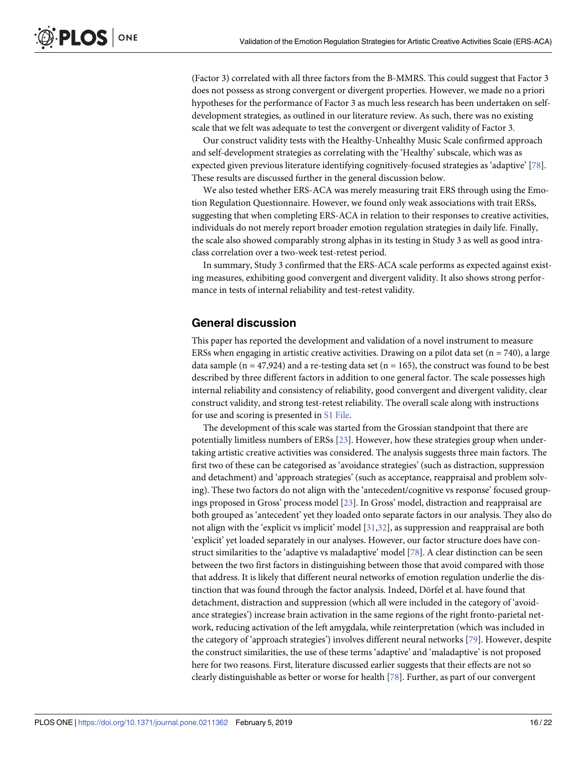(Factor 3) correlated with all three factors from the B-MMRS. This could suggest that Factor 3 does not possess as strong convergent or divergent properties. However, we made no a priori hypotheses for the performance of Factor 3 as much less research has been undertaken on self-development strategies, as outlined in our literature review. As such, there was no existing scale that we felt was adequate to test the convergent or divergent validity of Factor 3.

Our construct validity tests with the Healthy-Unhealthy Music Scale confirmed approach and self-development strategies as correlating with the 'Healthy' subscale, which was as expected given previous literature identifying cognitively-focused strategies as 'adaptive' [78]. These results are discussed further in the general discussion below.

We also tested whether ERS-ACA was merely measuring trait ERS through using the Emotion Regulation Questionnaire. However, we found only weak associations with trait ERSs, suggesting that when completing ERS-ACA in relation to their responses to creative activities, individuals do not merely report broader emotion regulation strategies in daily life. Finally, the scale also showed comparably strong alphas in its testing in Study 3 as well as good intra-class correlation over a two-week test-retest period.

In summary, Study 3 confirmed that the ERS-ACA scale performs as expected against existing measures, exhibiting good convergent and divergent validity. It also shows strong performance in tests of internal reliability and test-retest validity.

## General discussion

This paper has reported the development and validation of a novel instrument to measure ERSs when engaging in artistic creative activities. Drawing on a pilot data set (n = 740), a large data sample (n = 47,924) and a re-testing data set (n = 165), the construct was found to be best described by three different factors in addition to one general factor. The scale possesses high internal reliability and consistency of reliability, good convergent and divergent validity, clear construct validity, and strong test-retest reliability. The overall scale along with instructions for use and scoring is presented in S1 File.

The development of this scale was started from the Grossian standpoint that there are potentially limitless numbers of ERSs [23]. However, how these strategies group when undertaking artistic creative activities was considered. The analysis suggests three main factors. The first two of these can be categorised as 'avoidance strategies' (such as distraction, suppression and detachment) and 'approach strategies' (such as acceptance, reappraisal and problem solving). These two factors do not align with the 'antecedent/cognitive vs response' focused groupings proposed in Gross' process model [23]. In Gross' model, distraction and reappraisal are both grouped as 'antecedent' yet they loaded onto separate factors in our analysis. They also do not align with the 'explicit vs implicit' model [31,32], as suppression and reappraisal are both 'explicit' yet loaded separately in our analyses. However, our factor structure does have construct similarities to the 'adaptive vs maladaptive' model [78]. A clear distinction can be seen between the two first factors in distinguishing between those that avoid compared with those that address. It is likely that different neural networks of emotion regulation underlie the distinction that was found through the factor analysis. Indeed, Dörfel et al. have found that detachment, distraction and suppression (which all were included in the category of 'avoidance strategies') increase brain activation in the same regions of the right fronto-parietal network, reducing activation of the left amygdala, while reinterpretation (which was included in the category of 'approach strategies') involves different neural networks [79]. However, despite the construct similarities, the use of these terms 'adaptive' and 'maladaptive' is not proposed here for two reasons. First, literature discussed earlier suggests that their effects are not so clearly distinguishable as better or worse for health [78]. Further, as part of our convergent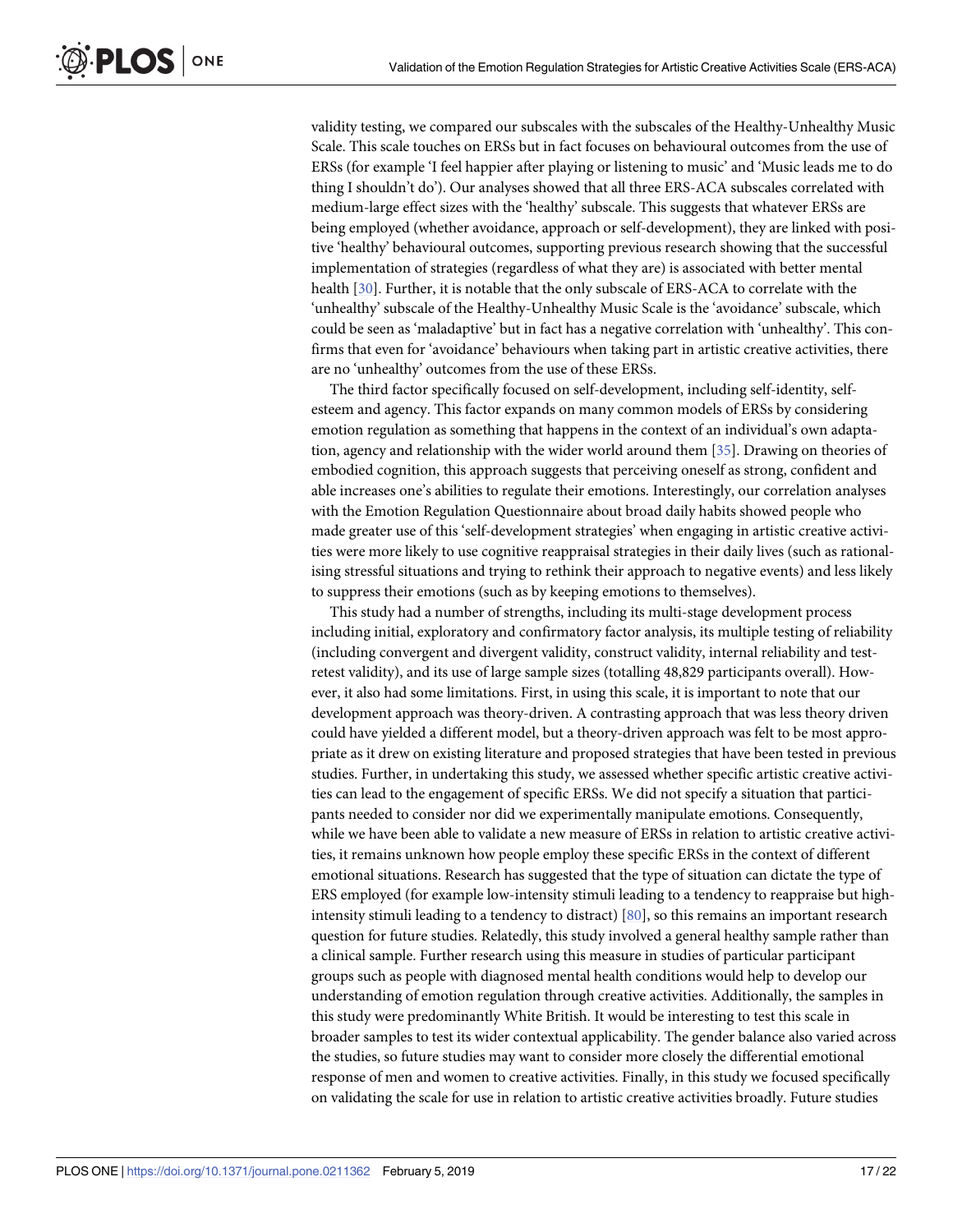validity testing, we compared our subscales with the subscales of the Healthy-Unhealthy Music Scale. This scale touches on ERSs but in fact focuses on behavioural outcomes from the use of ERSs (for example 'I feel happier after playing or listening to music' and 'Music leads me to do thing I shouldn't do'). Our analyses showed that all three ERS-ACA subscales correlated with medium-large effect sizes with the 'healthy' subscale. This suggests that whatever ERSs are being employed (whether avoidance, approach or self-development), they are linked with positive 'healthy' behavioural outcomes, supporting previous research showing that the successful implementation of strategies (regardless of what they are) is associated with better mental health [30]. Further, it is notable that the only subscale of ERS-ACA to correlate with the 'unhealthy' subscale of the Healthy-Unhealthy Music Scale is the 'avoidance' subscale, which could be seen as 'maladaptive' but in fact has a negative correlation with 'unhealthy'. This confirms that even for 'avoidance' behaviours when taking part in artistic creative activities, there are no 'unhealthy' outcomes from the use of these ERSs.

The third factor specifically focused on self-development, including self-identity, self-esteem and agency. This factor expands on many common models of ERSs by considering emotion regulation as something that happens in the context of an individual's own adaptation, agency and relationship with the wider world around them [35]. Drawing on theories of embodied cognition, this approach suggests that perceiving oneself as strong, confident and able increases one's abilities to regulate their emotions. Interestingly, our correlation analyses with the Emotion Regulation Questionnaire about broad daily habits showed people who made greater use of this 'self-development strategies' when engaging in artistic creative activities were more likely to use cognitive reappraisal strategies in their daily lives (such as rationalising stressful situations and trying to rethink their approach to negative events) and less likely to suppress their emotions (such as by keeping emotions to themselves).

This study had a number of strengths, including its multi-stage development process including initial, exploratory and confirmatory factor analysis, its multiple testing of reliability (including convergent and divergent validity, construct validity, internal reliability and test-retest validity), and its use of large sample sizes (totalling 48,829 participants overall). However, it also had some limitations. First, in using this scale, it is important to note that our development approach was theory-driven. A contrasting approach that was less theory driven could have yielded a different model, but a theory-driven approach was felt to be most appropriate as it drew on existing literature and proposed strategies that have been tested in previous studies. Further, in undertaking this study, we assessed whether specific artistic creative activities can lead to the engagement of specific ERSs. We did not specify a situation that participants needed to consider nor did we experimentally manipulate emotions. Consequently, while we have been able to validate a new measure of ERSs in relation to artistic creative activities, it remains unknown how people employ these specific ERSs in the context of different emotional situations. Research has suggested that the type of situation can dictate the type of ERS employed (for example low-intensity stimuli leading to a tendency to reappraise but high-intensity stimuli leading to a tendency to distract) [80], so this remains an important research question for future studies. Relatedly, this study involved a general healthy sample rather than a clinical sample. Further research using this measure in studies of particular participant groups such as people with diagnosed mental health conditions would help to develop our understanding of emotion regulation through creative activities. Additionally, the samples in this study were predominantly White British. It would be interesting to test this scale in broader samples to test its wider contextual applicability. The gender balance also varied across the studies, so future studies may want to consider more closely the differential emotional response of men and women to creative activities. Finally, in this study we focused specifically on validating the scale for use in relation to artistic creative activities broadly. Future studies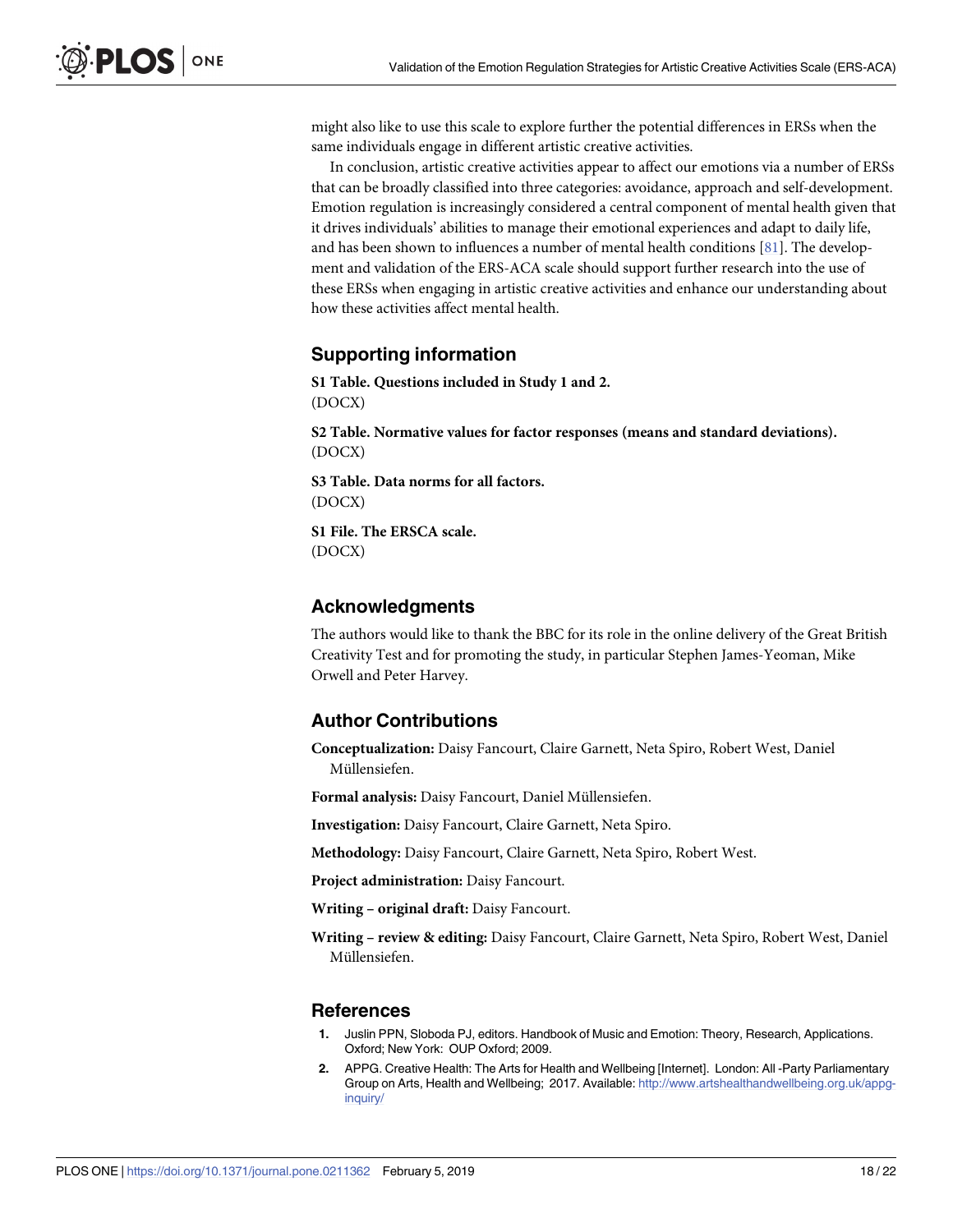might also like to use this scale to explore further the potential differences in ERSs when the same individuals engage in different artistic creative activities.

In conclusion, artistic creative activities appear to affect our emotions via a number of ERSs that can be broadly classified into three categories: avoidance, approach and self-development. Emotion regulation is increasingly considered a central component of mental health given that it drives individuals' abilities to manage their emotional experiences and adapt to daily life, and has been shown to influences a number of mental health conditions [81]. The development and validation of the ERS-ACA scale should support further research into the use of these ERSs when engaging in artistic creative activities and enhance our understanding about how these activities affect mental health.

## Supporting information

**S1 Table. Questions included in Study 1 and 2.**
(DOCX)

**S2 Table. Normative values for factor responses (means and standard deviations).**
(DOCX)

**S3 Table. Data norms for all factors.**
(DOCX)

**S1 File. The ERSCA scale.**
(DOCX)

## Acknowledgments

The authors would like to thank the BBC for its role in the online delivery of the Great British Creativity Test and for promoting the study, in particular Stephen James-Yeoman, Mike Orwell and Peter Harvey.

## Author Contributions

**Conceptualization:** Daisy Fancourt, Claire Garnett, Neta Spiro, Robert West, Daniel Müllensiefen.

**Formal analysis:** Daisy Fancourt, Daniel Müllensiefen.

**Investigation:** Daisy Fancourt, Claire Garnett, Neta Spiro.

**Methodology:** Daisy Fancourt, Claire Garnett, Neta Spiro, Robert West.

**Project administration:** Daisy Fancourt.

**Writing – original draft:** Daisy Fancourt.

**Writing – review & editing:** Daisy Fancourt, Claire Garnett, Neta Spiro, Robert West, Daniel Müllensiefen.

## References

1. Juslin PPN, Sloboda PJ, editors. Handbook of Music and Emotion: Theory, Research, Applications. Oxford; New York: OUP Oxford; 2009.
2. APPG. Creative Health: The Arts for Health and Wellbeing [Internet]. London: All -Party Parliamentary Group on Arts, Health and Wellbeing; 2017. Available: http://www.artshealthandwellbeing.org.uk/appg-inquiry/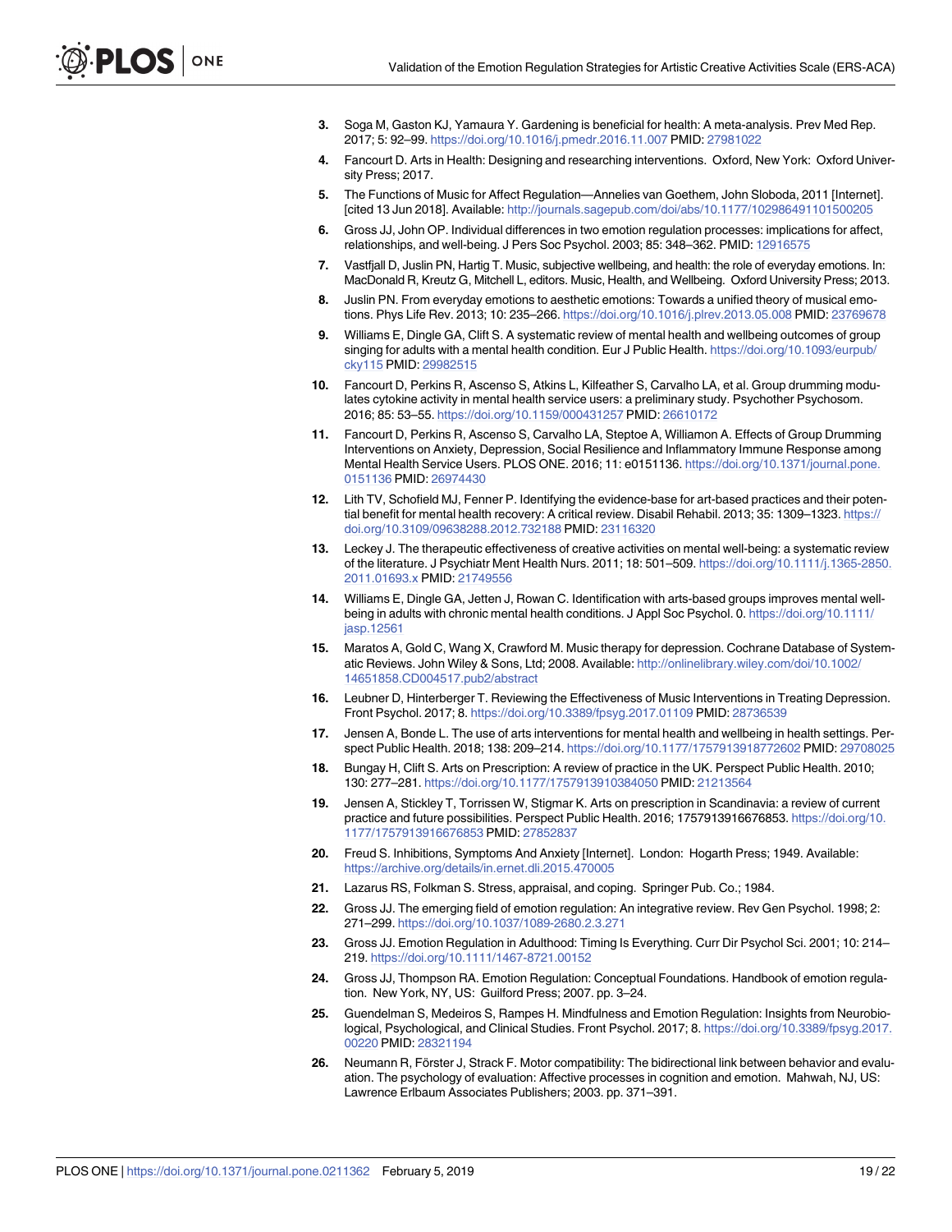3. Soga M, Gaston KJ, Yamaura Y. Gardening is beneficial for health: A meta-analysis. Prev Med Rep. 2017; 5: 92–99. https://doi.org/10.1016/j.pmedr.2016.11.007 PMID: 27981022
4. Fancourt D. Arts in Health: Designing and researching interventions. Oxford, New York: Oxford University Press; 2017.
5. The Functions of Music for Affect Regulation—Annelies van Goethem, John Sloboda, 2011 [Internet]. [cited 13 Jun 2018]. Available: http://journals.sagepub.com/doi/abs/10.1177/102986491101500205
6. Gross JJ, John OP. Individual differences in two emotion regulation processes: implications for affect, relationships, and well-being. J Pers Soc Psychol. 2003; 85: 348–362. PMID: 12916575
7. Vastfjall D, Juslin PN, Hartig T. Music, subjective wellbeing, and health: the role of everyday emotions. In: MacDonald R, Kreutz G, Mitchell L, editors. Music, Health, and Wellbeing. Oxford University Press; 2013.
8. Juslin PN. From everyday emotions to aesthetic emotions: Towards a unified theory of musical emotions. Phys Life Rev. 2013; 10: 235–266. https://doi.org/10.1016/j.plrev.2013.05.008 PMID: 23769678
9. Williams E, Dingle GA, Clift S. A systematic review of mental health and wellbeing outcomes of group singing for adults with a mental health condition. Eur J Public Health. https://doi.org/10.1093/eurpub/cky115 PMID: 29982515
10. Fancourt D, Perkins R, Ascenso S, Atkins L, Kilfeather S, Carvalho LA, et al. Group drumming modulates cytokine activity in mental health service users: a preliminary study. Psychother Psychosom. 2016; 85: 53–55. https://doi.org/10.1159/000431257 PMID: 26610172
11. Fancourt D, Perkins R, Ascenso S, Carvalho LA, Steptoe A, Williamon A. Effects of Group Drumming Interventions on Anxiety, Depression, Social Resilience and Inflammatory Immune Response among Mental Health Service Users. PLOS ONE. 2016; 11: e0151136. https://doi.org/10.1371/journal.pone.0151136 PMID: 26974430
12. Lith TV, Schofield MJ, Fenner P. Identifying the evidence-base for art-based practices and their potential benefit for mental health recovery: A critical review. Disabil Rehabil. 2013; 35: 1309–1323. https://doi.org/10.3109/09638288.2012.732188 PMID: 23116320
13. Leckey J. The therapeutic effectiveness of creative activities on mental well-being: a systematic review of the literature. J Psychiatr Ment Health Nurs. 2011; 18: 501–509. https://doi.org/10.1111/j.1365-2850.2011.01693.x PMID: 21749556
14. Williams E, Dingle GA, Jetten J, Rowan C. Identification with arts-based groups improves mental wellbeing in adults with chronic mental health conditions. J Appl Soc Psychol. 0. https://doi.org/10.1111/jasp.12561
15. Maratos A, Gold C, Wang X, Crawford M. Music therapy for depression. Cochrane Database of Systematic Reviews. John Wiley & Sons, Ltd; 2008. Available: http://onlinelibrary.wiley.com/doi/10.1002/14651858.CD004517.pub2/abstract
16. Leubner D, Hinterberger T. Reviewing the Effectiveness of Music Interventions in Treating Depression. Front Psychol. 2017; 8. https://doi.org/10.3389/fpsyg.2017.01109 PMID: 28736539
17. Jensen A, Bonde L. The use of arts interventions for mental health and wellbeing in health settings. Perspect Public Health. 2018; 138: 209–214. https://doi.org/10.1177/1757913918772602 PMID: 29708025
18. Bungay H, Clift S. Arts on Prescription: A review of practice in the UK. Perspect Public Health. 2010; 130: 277–281. https://doi.org/10.1177/1757913910384050 PMID: 21213564
19. Jensen A, Stickley T, Torrissen W, Stigmar K. Arts on prescription in Scandinavia: a review of current practice and future possibilities. Perspect Public Health. 2016; 1757913916676853. https://doi.org/10.1177/1757913916676853 PMID: 27852837
20. Freud S. Inhibitions, Symptoms And Anxiety [Internet]. London: Hogarth Press; 1949. Available: https://archive.org/details/in.ernet.dli.2015.470005
21. Lazarus RS, Folkman S. Stress, appraisal, and coping. Springer Pub. Co.; 1984.
22. Gross JJ. The emerging field of emotion regulation: An integrative review. Rev Gen Psychol. 1998; 2: 271–299. https://doi.org/10.1037/1089-2680.2.3.271
23. Gross JJ. Emotion Regulation in Adulthood: Timing Is Everything. Curr Dir Psychol Sci. 2001; 10: 214–219. https://doi.org/10.1111/1467-8721.00152
24. Gross JJ, Thompson RA. Emotion Regulation: Conceptual Foundations. Handbook of emotion regulation. New York, NY, US: Guilford Press; 2007. pp. 3–24.
25. Guendelman S, Medeiros S, Rampes H. Mindfulness and Emotion Regulation: Insights from Neurobiological, Psychological, and Clinical Studies. Front Psychol. 2017; 8. https://doi.org/10.3389/fpsyg.2017.00220 PMID: 28321194
26. Neumann R, Förster J, Strack F. Motor compatibility: The bidirectional link between behavior and evaluation. The psychology of evaluation: Affective processes in cognition and emotion. Mahwah, NJ, US: Lawrence Erlbaum Associates Publishers; 2003. pp. 371–391.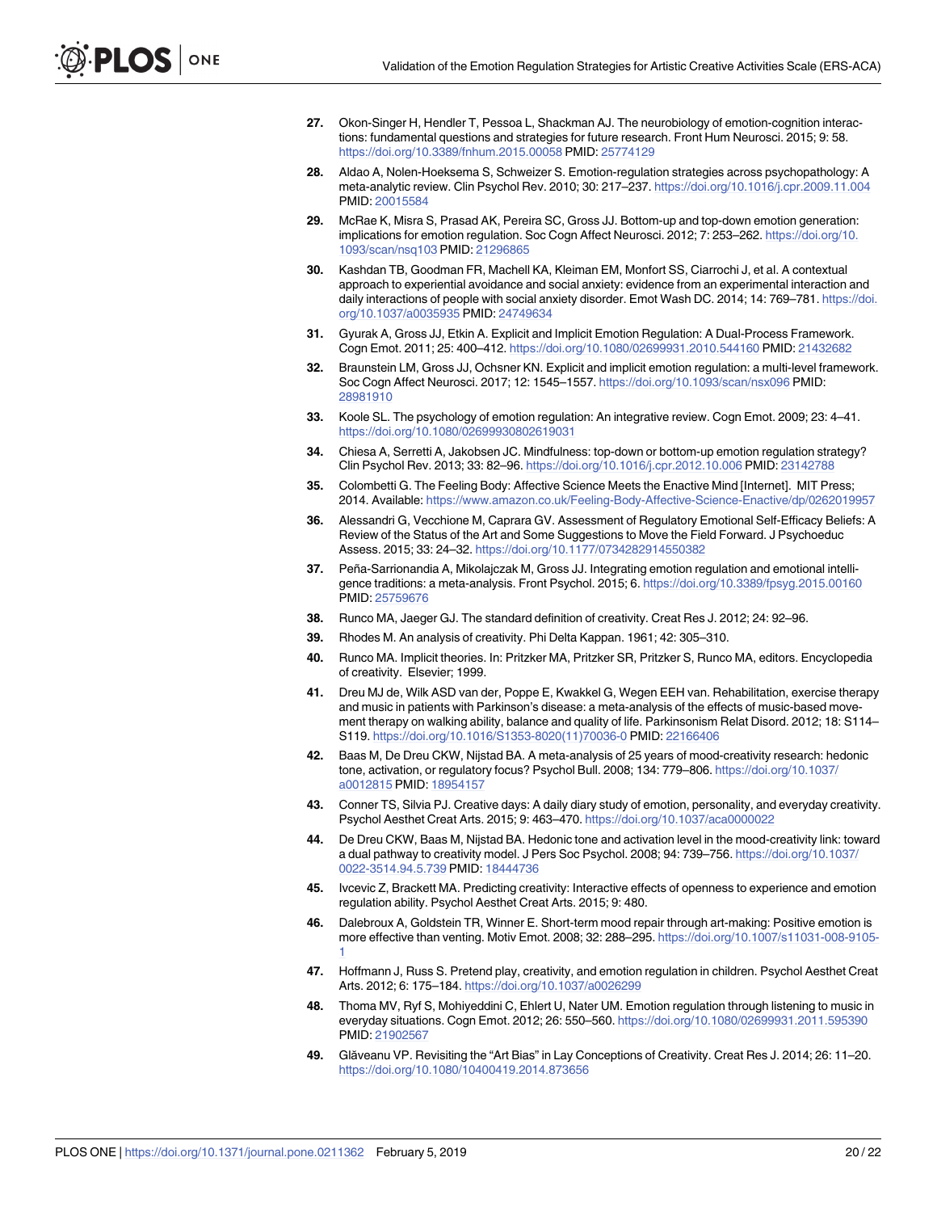27. Okon-Singer H, Hendler T, Pessoa L, Shackman AJ. The neurobiology of emotion-cognition interactions: fundamental questions and strategies for future research. Front Hum Neurosci. 2015; 9: 58. https://doi.org/10.3389/fnhum.2015.00058 PMID: 25774129

28. Aldao A, Nolen-Hoeksema S, Schweizer S. Emotion-regulation strategies across psychopathology: A meta-analytic review. Clin Psychol Rev. 2010; 30: 217–237. https://doi.org/10.1016/j.cpr.2009.11.004 PMID: 20015584

29. McRae K, Misra S, Prasad AK, Pereira SC, Gross JJ. Bottom-up and top-down emotion generation: implications for emotion regulation. Soc Cogn Affect Neurosci. 2012; 7: 253–262. https://doi.org/10.1093/scan/nsq103 PMID: 21296865

30. Kashdan TB, Goodman FR, Machell KA, Kleiman EM, Monfort SS, Ciarrochi J, et al. A contextual approach to experiential avoidance and social anxiety: evidence from an experimental interaction and daily interactions of people with social anxiety disorder. Emot Wash DC. 2014; 14: 769–781. https://doi.org/10.1037/a0035935 PMID: 24749634

31. Gyurak A, Gross JJ, Etkin A. Explicit and Implicit Emotion Regulation: A Dual-Process Framework. Cogn Emot. 2011; 25: 400–412. https://doi.org/10.1080/02699931.2010.544160 PMID: 21432682

32. Braunstein LM, Gross JJ, Ochsner KN. Explicit and implicit emotion regulation: a multi-level framework. Soc Cogn Affect Neurosci. 2017; 12: 1545–1557. https://doi.org/10.1093/scan/nsx096 PMID: 28981910

33. Koole SL. The psychology of emotion regulation: An integrative review. Cogn Emot. 2009; 23: 4–41. https://doi.org/10.1080/02699930802619031

34. Chiesa A, Serretti A, Jakobsen JC. Mindfulness: top-down or bottom-up emotion regulation strategy? Clin Psychol Rev. 2013; 33: 82–96. https://doi.org/10.1016/j.cpr.2012.10.006 PMID: 23142788

35. Colombetti G. The Feeling Body: Affective Science Meets the Enactive Mind [Internet]. MIT Press; 2014. Available: https://www.amazon.co.uk/Feeling-Body-Affective-Science-Enactive/dp/0262019957

36. Alessandri G, Vecchione M, Caprara GV. Assessment of Regulatory Emotional Self-Efficacy Beliefs: A Review of the Status of the Art and Some Suggestions to Move the Field Forward. J Psychoeduc Assess. 2015; 33: 24–32. https://doi.org/10.1177/0734282914550382

37. Peña-Sarrionandia A, Mikolajczak M, Gross JJ. Integrating emotion regulation and emotional intelligence traditions: a meta-analysis. Front Psychol. 2015; 6. https://doi.org/10.3389/fpsyg.2015.00160 PMID: 25759676

38. Runco MA, Jaeger GJ. The standard definition of creativity. Creat Res J. 2012; 24: 92–96.

39. Rhodes M. An analysis of creativity. Phi Delta Kappan. 1961; 42: 305–310.

40. Runco MA. Implicit theories. In: Pritzker MA, Pritzker SR, Pritzker S, Runco MA, editors. Encyclopedia of creativity. Elsevier; 1999.

41. Dreu MJ de, Wilk ASD van der, Poppe E, Kwakkel G, Wegen EEH van. Rehabilitation, exercise therapy and music in patients with Parkinson's disease: a meta-analysis of the effects of music-based movement therapy on walking ability, balance and quality of life. Parkinsonism Relat Disord. 2012; 18: S114–S119. https://doi.org/10.1016/S1353-8020(11)70036-0 PMID: 22166406

42. Baas M, De Dreu CKW, Nijstad BA. A meta-analysis of 25 years of mood-creativity research: hedonic tone, activation, or regulatory focus? Psychol Bull. 2008; 134: 779–806. https://doi.org/10.1037/a0012815 PMID: 18954157

43. Conner TS, Silvia PJ. Creative days: A daily diary study of emotion, personality, and everyday creativity. Psychol Aesthet Creat Arts. 2015; 9: 463–470. https://doi.org/10.1037/aca0000022

44. De Dreu CKW, Baas M, Nijstad BA. Hedonic tone and activation level in the mood-creativity link: toward a dual pathway to creativity model. J Pers Soc Psychol. 2008; 94: 739–756. https://doi.org/10.1037/0022-3514.94.5.739 PMID: 18444736

45. Ivcevic Z, Brackett MA. Predicting creativity: Interactive effects of openness to experience and emotion regulation ability. Psychol Aesthet Creat Arts. 2015; 9: 480.

46. Dalebroux A, Goldstein TR, Winner E. Short-term mood repair through art-making: Positive emotion is more effective than venting. Motiv Emot. 2008; 32: 288–295. https://doi.org/10.1007/s11031-008-9105-1

47. Hoffmann J, Russ S. Pretend play, creativity, and emotion regulation in children. Psychol Aesthet Creat Arts. 2012; 6: 175–184. https://doi.org/10.1037/a0026299

48. Thoma MV, Ryf S, Mohiyeddini C, Ehlert U, Nater UM. Emotion regulation through listening to music in everyday situations. Cogn Emot. 2012; 26: 550–560. https://doi.org/10.1080/02699931.2011.595390 PMID: 21902567

49. Glăveanu VP. Revisiting the "Art Bias" in Lay Conceptions of Creativity. Creat Res J. 2014; 26: 11–20. https://doi.org/10.1080/10400419.2014.873656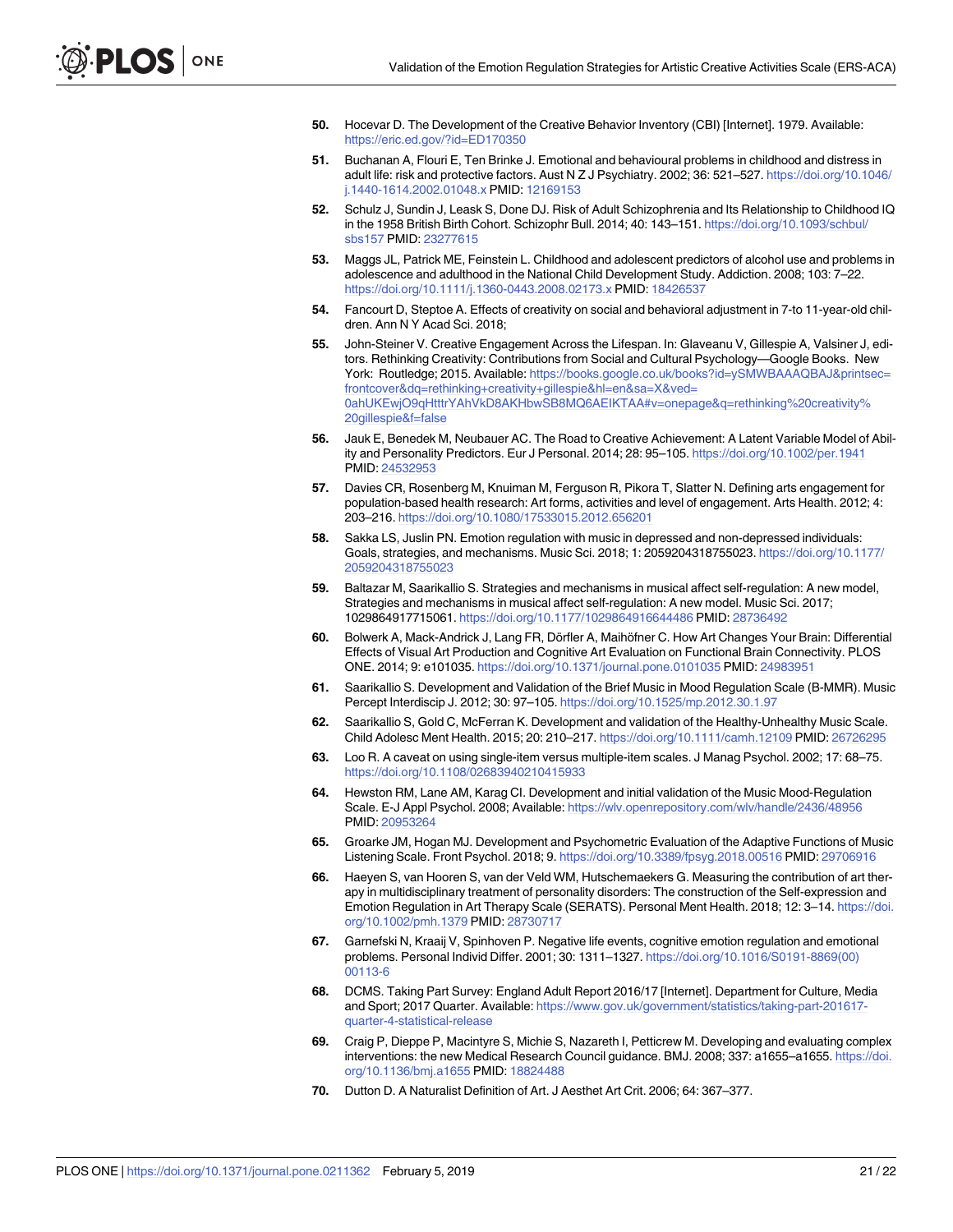50. Hocevar D. The Development of the Creative Behavior Inventory (CBI) [Internet]. 1979. Available: https://eric.ed.gov/?id=ED170350

51. Buchanan A, Flouri E, Ten Brinke J. Emotional and behavioural problems in childhood and distress in adult life: risk and protective factors. Aust N Z J Psychiatry. 2002; 36: 521–527. https://doi.org/10.1046/j.1440-1614.2002.01048.x PMID: 12169153

52. Schulz J, Sundin J, Leask S, Done DJ. Risk of Adult Schizophrenia and Its Relationship to Childhood IQ in the 1958 British Birth Cohort. Schizophr Bull. 2014; 40: 143–151. https://doi.org/10.1093/schbul/sbs157 PMID: 23277615

53. Maggs JL, Patrick ME, Feinstein L. Childhood and adolescent predictors of alcohol use and problems in adolescence and adulthood in the National Child Development Study. Addiction. 2008; 103: 7–22. https://doi.org/10.1111/j.1360-0443.2008.02173.x PMID: 18426537

54. Fancourt D, Steptoe A. Effects of creativity on social and behavioral adjustment in 7-to 11-year-old children. Ann N Y Acad Sci. 2018;

55. John-Steiner V. Creative Engagement Across the Lifespan. In: Glaveanu V, Gillespie A, Valsiner J, editors. Rethinking Creativity: Contributions from Social and Cultural Psychology—Google Books. New York: Routledge; 2015. Available: https://books.google.co.uk/books?id=ySMWBAAAQBAJ&printsec=frontcover&dq=rethinking+creativity+gillespie&hl=en&sa=X&ved=0ahUKEwjO9qHtttrYAhVkD8AKHbwSB8MQ6AEIKTAA#v=onepage&q=rethinking%20creativity%20gillespie&f=false

56. Jauk E, Benedek M, Neubauer AC. The Road to Creative Achievement: A Latent Variable Model of Ability and Personality Predictors. Eur J Personal. 2014; 28: 95–105. https://doi.org/10.1002/per.1941 PMID: 24532953

57. Davies CR, Rosenberg M, Knuiman M, Ferguson R, Pikora T, Slatter N. Defining arts engagement for population-based health research: Art forms, activities and level of engagement. Arts Health. 2012; 4: 203–216. https://doi.org/10.1080/17533015.2012.656201

58. Sakka LS, Juslin PN. Emotion regulation with music in depressed and non-depressed individuals: Goals, strategies, and mechanisms. Music Sci. 2018; 1: 2059204318755023. https://doi.org/10.1177/2059204318755023

59. Baltazar M, Saarikallio S. Strategies and mechanisms in musical affect self-regulation: A new model, Strategies and mechanisms in musical affect self-regulation: A new model. Music Sci. 2017; 1029864917715061. https://doi.org/10.1177/1029864916644486 PMID: 28736492

60. Bolwerk A, Mack-Andrick J, Lang FR, Dörfler A, Maihöfner C. How Art Changes Your Brain: Differential Effects of Visual Art Production and Cognitive Art Evaluation on Functional Brain Connectivity. PLOS ONE. 2014; 9: e101035. https://doi.org/10.1371/journal.pone.0101035 PMID: 24983951

61. Saarikallio S. Development and Validation of the Brief Music in Mood Regulation Scale (B-MMR). Music Percept Interdiscip J. 2012; 30: 97–105. https://doi.org/10.1525/mp.2012.30.1.97

62. Saarikallio S, Gold C, McFerran K. Development and validation of the Healthy-Unhealthy Music Scale. Child Adolesc Ment Health. 2015; 20: 210–217. https://doi.org/10.1111/camh.12109 PMID: 26726295

63. Loo R. A caveat on using single-item versus multiple-item scales. J Manag Psychol. 2002; 17: 68–75. https://doi.org/10.1108/02683940210415933

64. Hewston RM, Lane AM, Karag CI. Development and initial validation of the Music Mood-Regulation Scale. E-J Appl Psychol. 2008; Available: https://wlv.openrepository.com/wlv/handle/2436/48956 PMID: 20953264

65. Groarke JM, Hogan MJ. Development and Psychometric Evaluation of the Adaptive Functions of Music Listening Scale. Front Psychol. 2018; 9. https://doi.org/10.3389/fpsyg.2018.00516 PMID: 29706916

66. Haeyen S, van Hooren S, van der Veld WM, Hutschemaekers G. Measuring the contribution of art therapy in multidisciplinary treatment of personality disorders: The construction of the Self-expression and Emotion Regulation in Art Therapy Scale (SERATS). Personal Ment Health. 2018; 12: 3–14. https://doi.org/10.1002/pmh.1379 PMID: 28730717

67. Garnefski N, Kraaij V, Spinhoven P. Negative life events, cognitive emotion regulation and emotional problems. Personal Individ Differ. 2001; 30: 1311–1327. https://doi.org/10.1016/S0191-8869(00)00113-6

68. DCMS. Taking Part Survey: England Adult Report 2016/17 [Internet]. Department for Culture, Media and Sport; 2017 Quarter. Available: https://www.gov.uk/government/statistics/taking-part-201617-quarter-4-statistical-release

69. Craig P, Dieppe P, Macintyre S, Michie S, Nazareth I, Petticrew M. Developing and evaluating complex interventions: the new Medical Research Council guidance. BMJ. 2008; 337: a1655–a1655. https://doi.org/10.1136/bmj.a1655 PMID: 18824488

70. Dutton D. A Naturalist Definition of Art. J Aesthet Art Crit. 2006; 64: 367–377.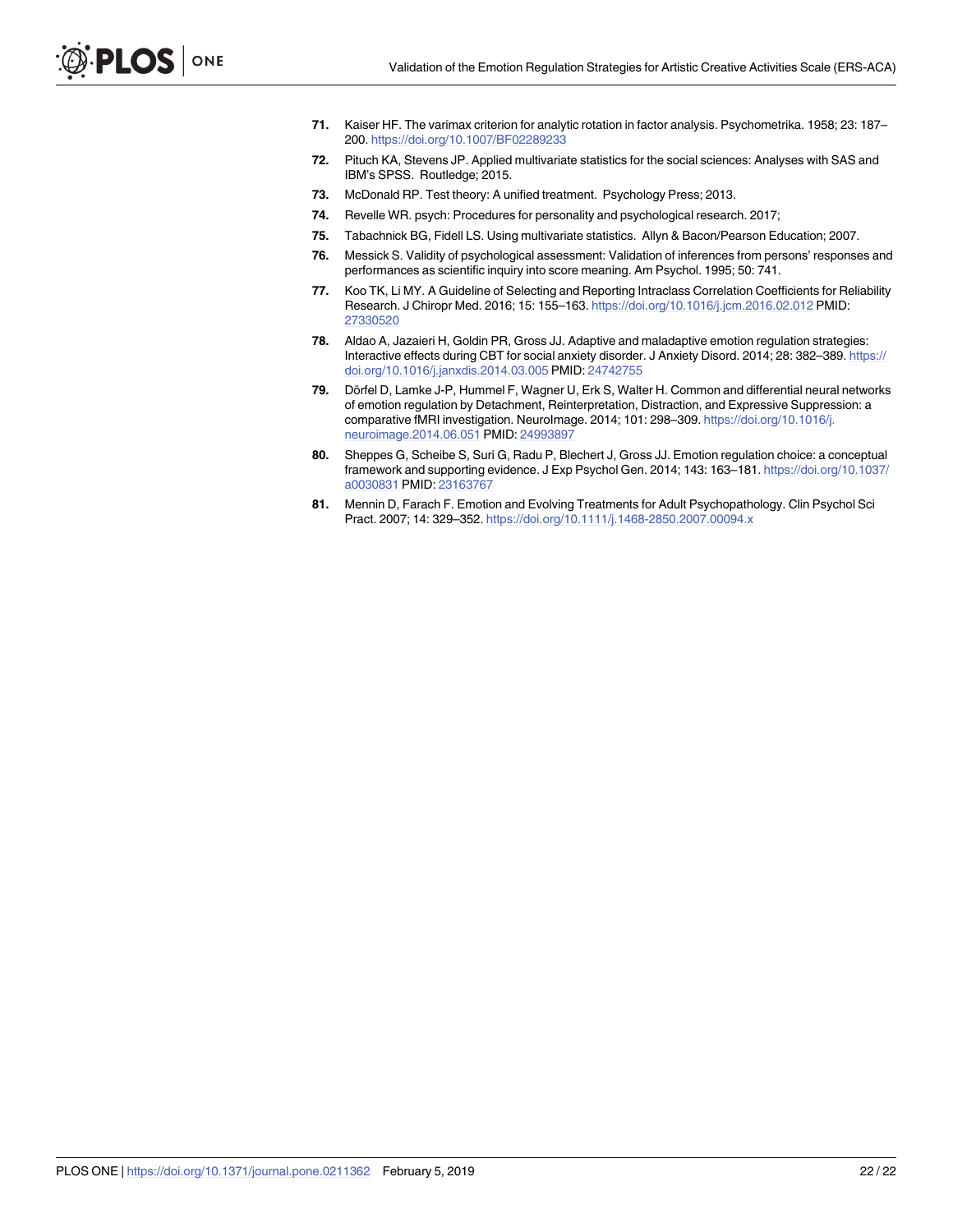71. Kaiser HF. The varimax criterion for analytic rotation in factor analysis. Psychometrika. 1958; 23: 187–200. https://doi.org/10.1007/BF02289233
72. Pituch KA, Stevens JP. Applied multivariate statistics for the social sciences: Analyses with SAS and IBM's SPSS. Routledge; 2015.
73. McDonald RP. Test theory: A unified treatment. Psychology Press; 2013.
74. Revelle WR. psych: Procedures for personality and psychological research. 2017;
75. Tabachnick BG, Fidell LS. Using multivariate statistics. Allyn & Bacon/Pearson Education; 2007.
76. Messick S. Validity of psychological assessment: Validation of inferences from persons' responses and performances as scientific inquiry into score meaning. Am Psychol. 1995; 50: 741.
77. Koo TK, Li MY. A Guideline of Selecting and Reporting Intraclass Correlation Coefficients for Reliability Research. J Chiropr Med. 2016; 15: 155–163. https://doi.org/10.1016/j.jcm.2016.02.012 PMID: 27330520
78. Aldao A, Jazaieri H, Goldin PR, Gross JJ. Adaptive and maladaptive emotion regulation strategies: Interactive effects during CBT for social anxiety disorder. J Anxiety Disord. 2014; 28: 382–389. https://doi.org/10.1016/j.janxdis.2014.03.005 PMID: 24742755
79. Dörfel D, Lamke J-P, Hummel F, Wagner U, Erk S, Walter H. Common and differential neural networks of emotion regulation by Detachment, Reinterpretation, Distraction, and Expressive Suppression: a comparative fMRI investigation. NeuroImage. 2014; 101: 298–309. https://doi.org/10.1016/j.neuroimage.2014.06.051 PMID: 24993897
80. Sheppes G, Scheibe S, Suri G, Radu P, Blechert J, Gross JJ. Emotion regulation choice: a conceptual framework and supporting evidence. J Exp Psychol Gen. 2014; 143: 163–181. https://doi.org/10.1037/a0030831 PMID: 23163767
81. Mennin D, Farach F. Emotion and Evolving Treatments for Adult Psychopathology. Clin Psychol Sci Pract. 2007; 14: 329–352. https://doi.org/10.1111/j.1468-2850.2007.00094.x